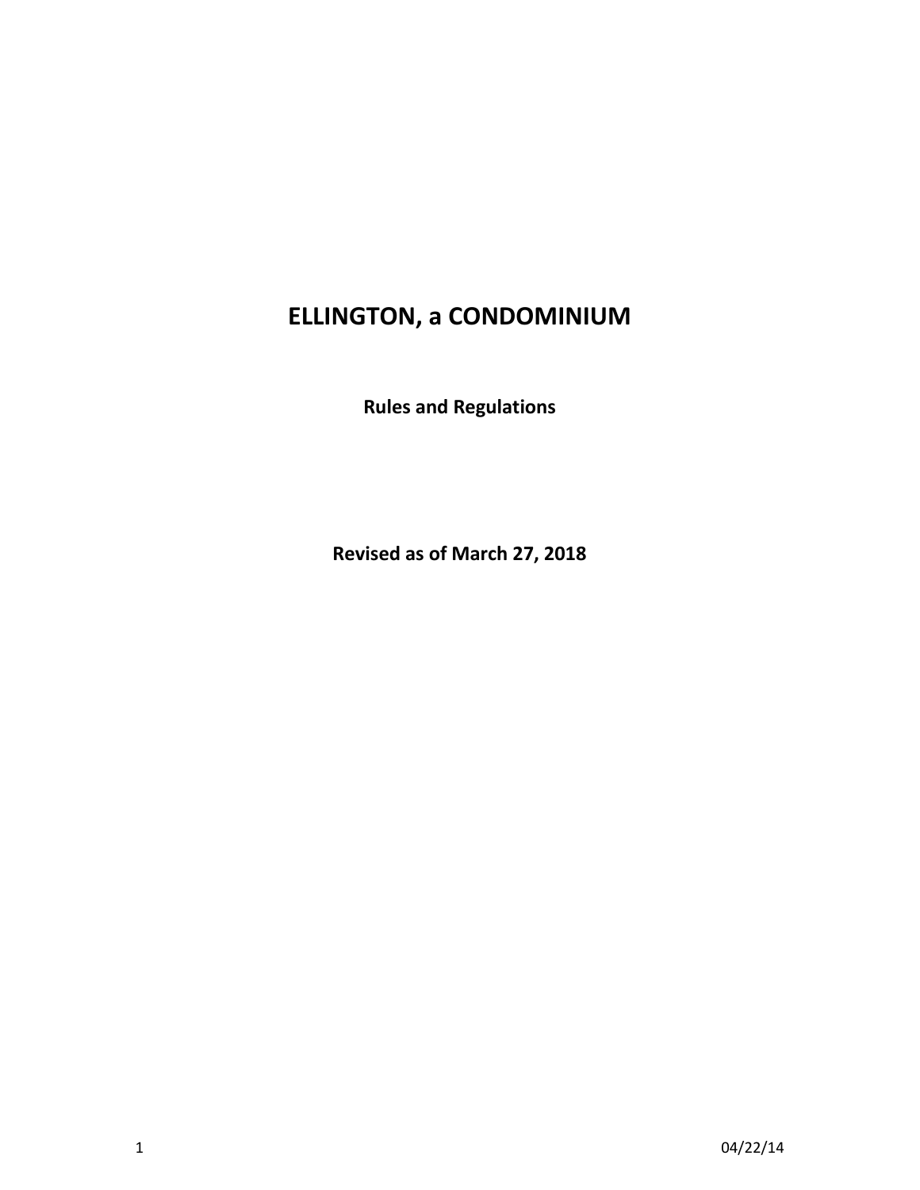# ELLINGTON, a CONDOMINIUM

**Rules and Regulations**

**Revised as of March 27, 2018**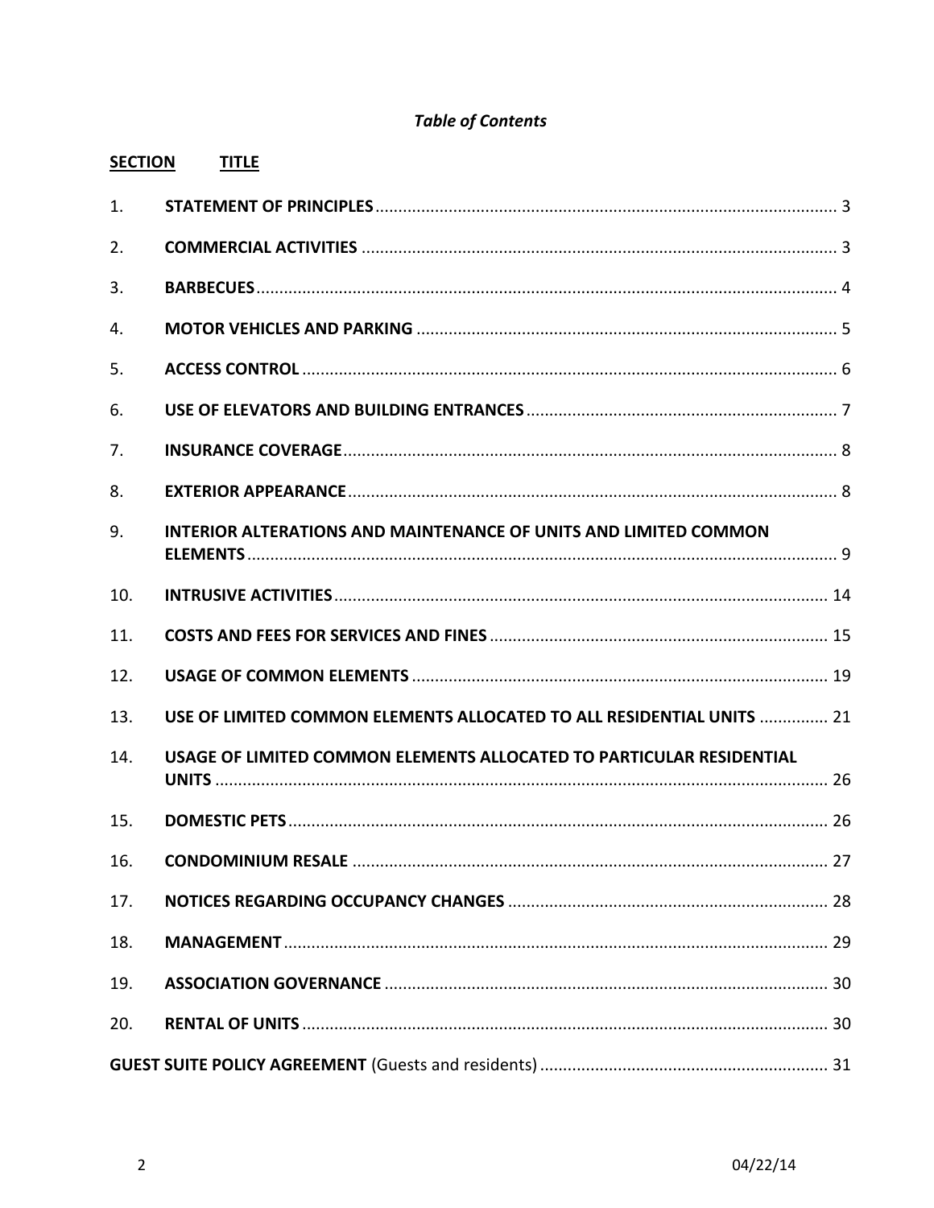***Table of Contents***

| SECTION | TITLE | Page |
|---|---|---|
| 1. | **STATEMENT OF PRINCIPLES** | 3 |
| 2. | **COMMERCIAL ACTIVITIES** | 3 |
| 3. | **BARBECUES** | 4 |
| 4. | **MOTOR VEHICLES AND PARKING** | 5 |
| 5. | **ACCESS CONTROL** | 6 |
| 6. | **USE OF ELEVATORS AND BUILDING ENTRANCES** | 7 |
| 7. | **INSURANCE COVERAGE** | 8 |
| 8. | **EXTERIOR APPEARANCE** | 8 |
| 9. | **INTERIOR ALTERATIONS AND MAINTENANCE OF UNITS AND LIMITED COMMON ELEMENTS** | 9 |
| 10. | **INTRUSIVE ACTIVITIES** | 14 |
| 11. | **COSTS AND FEES FOR SERVICES AND FINES** | 15 |
| 12. | **USAGE OF COMMON ELEMENTS** | 19 |
| 13. | **USE OF LIMITED COMMON ELEMENTS ALLOCATED TO ALL RESIDENTIAL UNITS** | 21 |
| 14. | **USAGE OF LIMITED COMMON ELEMENTS ALLOCATED TO PARTICULAR RESIDENTIAL UNITS** | 26 |
| 15. | **DOMESTIC PETS** | 26 |
| 16. | **CONDOMINIUM RESALE** | 27 |
| 17. | **NOTICES REGARDING OCCUPANCY CHANGES** | 28 |
| 18. | **MANAGEMENT** | 29 |
| 19. | **ASSOCIATION GOVERNANCE** | 30 |
| 20. | **RENTAL OF UNITS** | 30 |
| | **GUEST SUITE POLICY AGREEMENT** (Guests and residents) | 31 |

04/22/14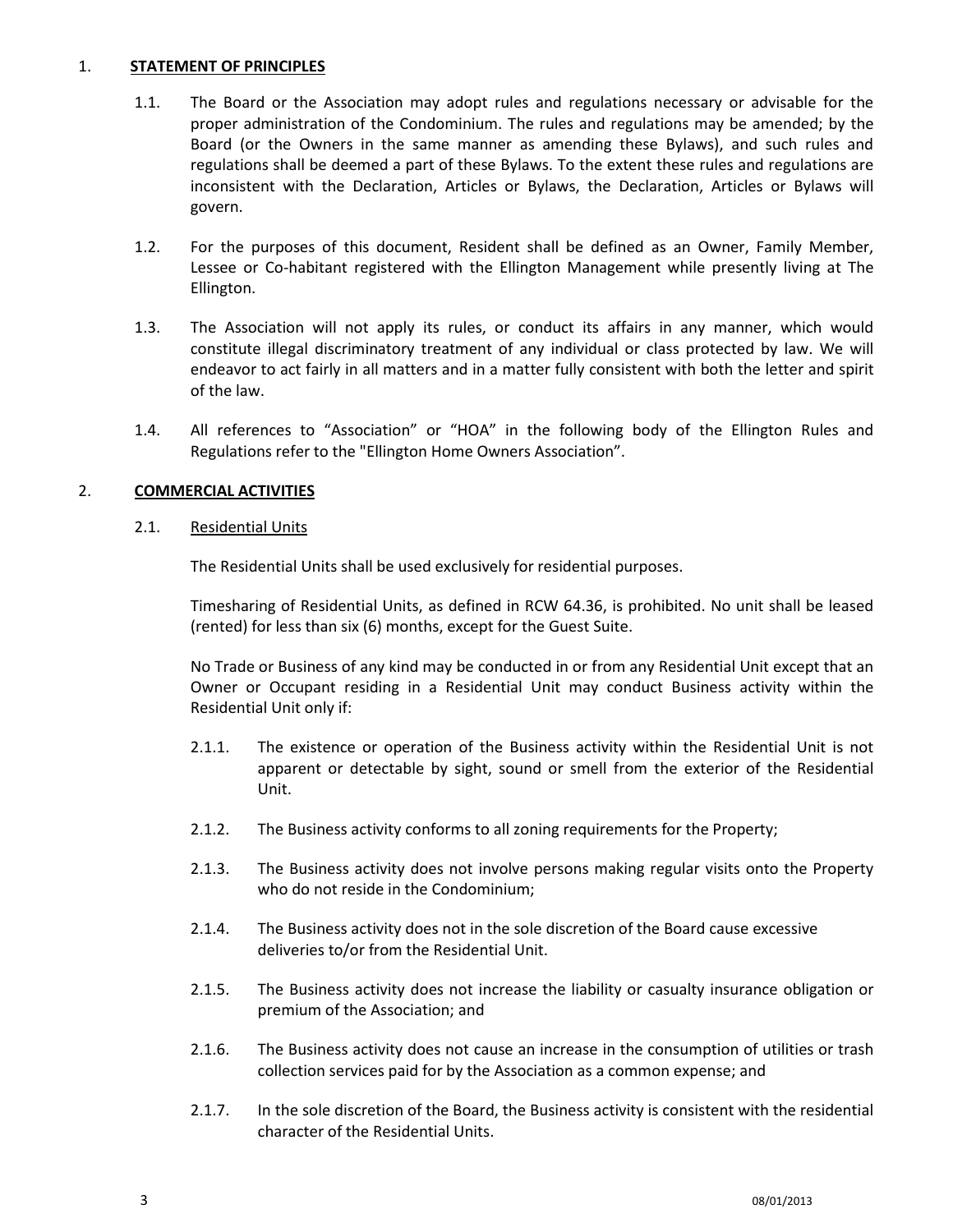## 1. STATEMENT OF PRINCIPLES

1.1. The Board or the Association may adopt rules and regulations necessary or advisable for the proper administration of the Condominium. The rules and regulations may be amended; by the Board (or the Owners in the same manner as amending these Bylaws), and such rules and regulations shall be deemed a part of these Bylaws. To the extent these rules and regulations are inconsistent with the Declaration, Articles or Bylaws, the Declaration, Articles or Bylaws will govern.

1.2. For the purposes of this document, Resident shall be defined as an Owner, Family Member, Lessee or Co-habitant registered with the Ellington Management while presently living at The Ellington.

1.3. The Association will not apply its rules, or conduct its affairs in any manner, which would constitute illegal discriminatory treatment of any individual or class protected by law. We will endeavor to act fairly in all matters and in a matter fully consistent with both the letter and spirit of the law.

1.4. All references to "Association" or "HOA" in the following body of the Ellington Rules and Regulations refer to the "Ellington Home Owners Association".

## 2. COMMERCIAL ACTIVITIES

### 2.1. Residential Units

The Residential Units shall be used exclusively for residential purposes.

Timesharing of Residential Units, as defined in RCW 64.36, is prohibited. No unit shall be leased (rented) for less than six (6) months, except for the Guest Suite.

No Trade or Business of any kind may be conducted in or from any Residential Unit except that an Owner or Occupant residing in a Residential Unit may conduct Business activity within the Residential Unit only if:

2.1.1. The existence or operation of the Business activity within the Residential Unit is not apparent or detectable by sight, sound or smell from the exterior of the Residential Unit.

2.1.2. The Business activity conforms to all zoning requirements for the Property;

2.1.3. The Business activity does not involve persons making regular visits onto the Property who do not reside in the Condominium;

2.1.4. The Business activity does not in the sole discretion of the Board cause excessive deliveries to/or from the Residential Unit.

2.1.5. The Business activity does not increase the liability or casualty insurance obligation or premium of the Association; and

2.1.6. The Business activity does not cause an increase in the consumption of utilities or trash collection services paid for by the Association as a common expense; and

2.1.7. In the sole discretion of the Board, the Business activity is consistent with the residential character of the Residential Units.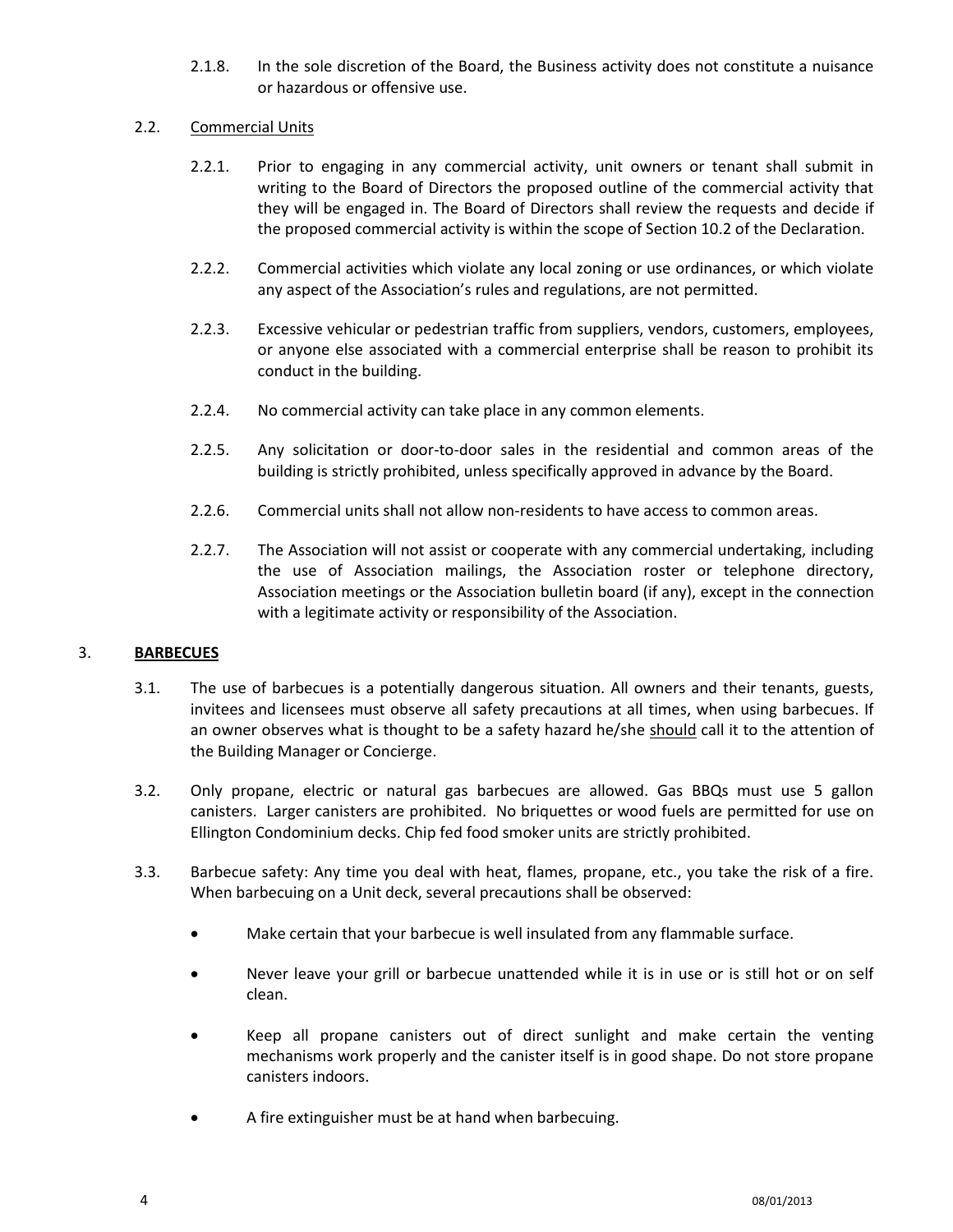2.1.8. In the sole discretion of the Board, the Business activity does not constitute a nuisance or hazardous or offensive use.

2.2. Commercial Units

2.2.1. Prior to engaging in any commercial activity, unit owners or tenant shall submit in writing to the Board of Directors the proposed outline of the commercial activity that they will be engaged in. The Board of Directors shall review the requests and decide if the proposed commercial activity is within the scope of Section 10.2 of the Declaration.

2.2.2. Commercial activities which violate any local zoning or use ordinances, or which violate any aspect of the Association's rules and regulations, are not permitted.

2.2.3. Excessive vehicular or pedestrian traffic from suppliers, vendors, customers, employees, or anyone else associated with a commercial enterprise shall be reason to prohibit its conduct in the building.

2.2.4. No commercial activity can take place in any common elements.

2.2.5. Any solicitation or door-to-door sales in the residential and common areas of the building is strictly prohibited, unless specifically approved in advance by the Board.

2.2.6. Commercial units shall not allow non-residents to have access to common areas.

2.2.7. The Association will not assist or cooperate with any commercial undertaking, including the use of Association mailings, the Association roster or telephone directory, Association meetings or the Association bulletin board (if any), except in the connection with a legitimate activity or responsibility of the Association.

## 3. BARBECUES

3.1. The use of barbecues is a potentially dangerous situation. All owners and their tenants, guests, invitees and licensees must observe all safety precautions at all times, when using barbecues. If an owner observes what is thought to be a safety hazard he/she should call it to the attention of the Building Manager or Concierge.

3.2. Only propane, electric or natural gas barbecues are allowed. Gas BBQs must use 5 gallon canisters. Larger canisters are prohibited. No briquettes or wood fuels are permitted for use on Ellington Condominium decks. Chip fed food smoker units are strictly prohibited.

3.3. Barbecue safety: Any time you deal with heat, flames, propane, etc., you take the risk of a fire. When barbecuing on a Unit deck, several precautions shall be observed:

- Make certain that your barbecue is well insulated from any flammable surface.
- Never leave your grill or barbecue unattended while it is in use or is still hot or on self clean.
- Keep all propane canisters out of direct sunlight and make certain the venting mechanisms work properly and the canister itself is in good shape. Do not store propane canisters indoors.
- A fire extinguisher must be at hand when barbecuing.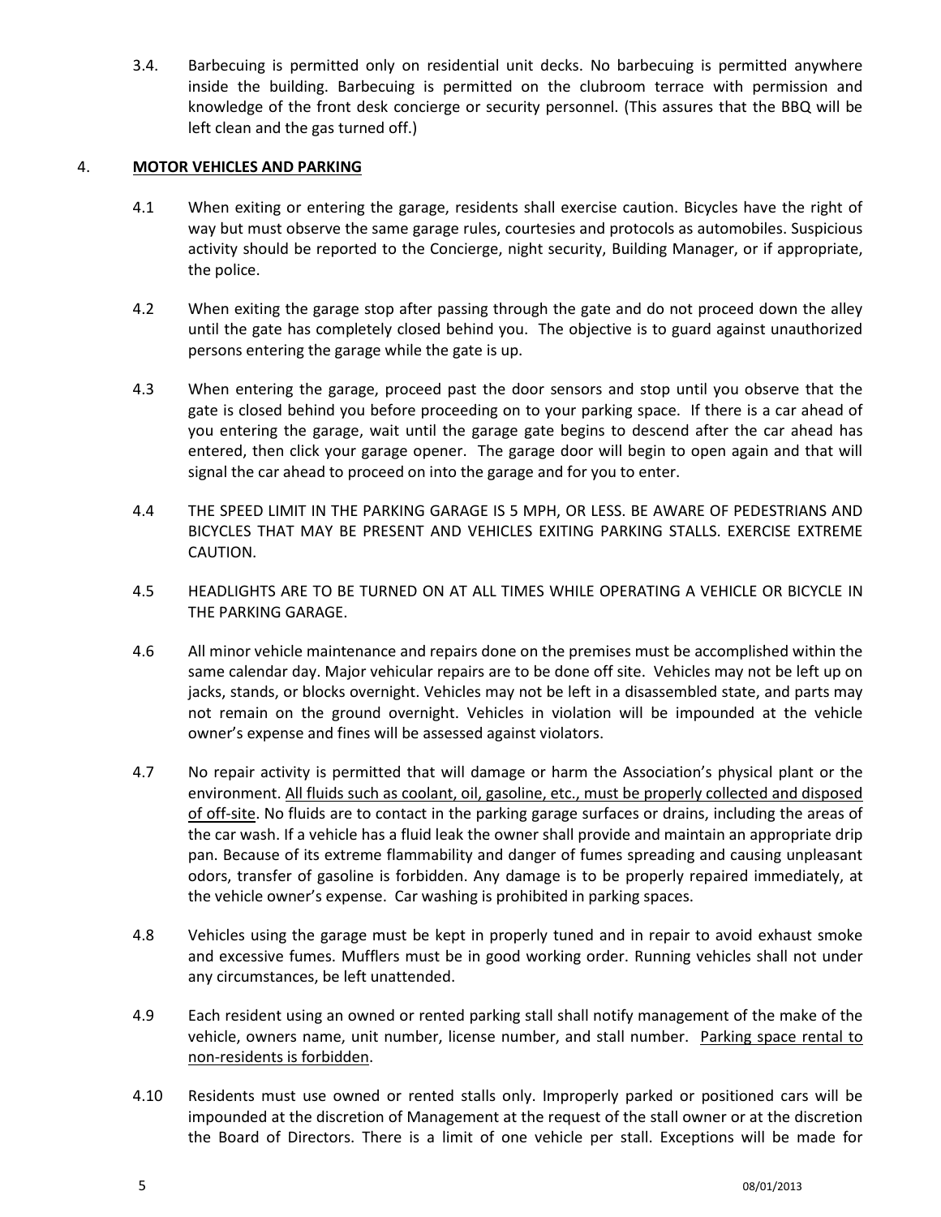3.4. Barbecuing is permitted only on residential unit decks. No barbecuing is permitted anywhere inside the building. Barbecuing is permitted on the clubroom terrace with permission and knowledge of the front desk concierge or security personnel. (This assures that the BBQ will be left clean and the gas turned off.)

4. **MOTOR VEHICLES AND PARKING**

4.1 When exiting or entering the garage, residents shall exercise caution. Bicycles have the right of way but must observe the same garage rules, courtesies and protocols as automobiles. Suspicious activity should be reported to the Concierge, night security, Building Manager, or if appropriate, the police.

4.2 When exiting the garage stop after passing through the gate and do not proceed down the alley until the gate has completely closed behind you. The objective is to guard against unauthorized persons entering the garage while the gate is up.

4.3 When entering the garage, proceed past the door sensors and stop until you observe that the gate is closed behind you before proceeding on to your parking space. If there is a car ahead of you entering the garage, wait until the garage gate begins to descend after the car ahead has entered, then click your garage opener. The garage door will begin to open again and that will signal the car ahead to proceed on into the garage and for you to enter.

4.4 THE SPEED LIMIT IN THE PARKING GARAGE IS 5 MPH, OR LESS. BE AWARE OF PEDESTRIANS AND BICYCLES THAT MAY BE PRESENT AND VEHICLES EXITING PARKING STALLS. EXERCISE EXTREME CAUTION.

4.5 HEADLIGHTS ARE TO BE TURNED ON AT ALL TIMES WHILE OPERATING A VEHICLE OR BICYCLE IN THE PARKING GARAGE.

4.6 All minor vehicle maintenance and repairs done on the premises must be accomplished within the same calendar day. Major vehicular repairs are to be done off site. Vehicles may not be left up on jacks, stands, or blocks overnight. Vehicles may not be left in a disassembled state, and parts may not remain on the ground overnight. Vehicles in violation will be impounded at the vehicle owner's expense and fines will be assessed against violators.

4.7 No repair activity is permitted that will damage or harm the Association's physical plant or the environment. <u>All fluids such as coolant, oil, gasoline, etc., must be properly collected and disposed of off-site</u>. No fluids are to contact in the parking garage surfaces or drains, including the areas of the car wash. If a vehicle has a fluid leak the owner shall provide and maintain an appropriate drip pan. Because of its extreme flammability and danger of fumes spreading and causing unpleasant odors, transfer of gasoline is forbidden. Any damage is to be properly repaired immediately, at the vehicle owner's expense. Car washing is prohibited in parking spaces.

4.8 Vehicles using the garage must be kept in properly tuned and in repair to avoid exhaust smoke and excessive fumes. Mufflers must be in good working order. Running vehicles shall not under any circumstances, be left unattended.

4.9 Each resident using an owned or rented parking stall shall notify management of the make of the vehicle, owners name, unit number, license number, and stall number. <u>Parking space rental to non-residents is forbidden</u>.

4.10 Residents must use owned or rented stalls only. Improperly parked or positioned cars will be impounded at the discretion of Management at the request of the stall owner or at the discretion the Board of Directors. There is a limit of one vehicle per stall. Exceptions will be made for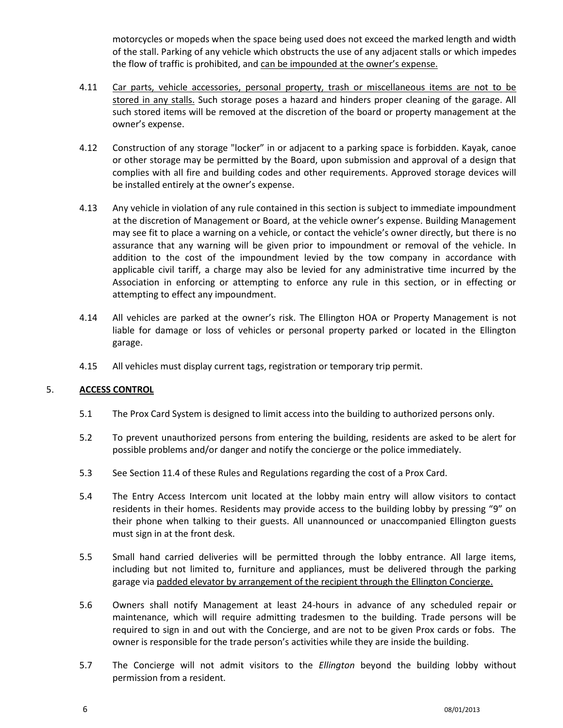motorcycles or mopeds when the space being used does not exceed the marked length and width of the stall. Parking of any vehicle which obstructs the use of any adjacent stalls or which impedes the flow of traffic is prohibited, and <u>can be impounded at the owner's expense.</u>

4.11 <u>Car parts, vehicle accessories, personal property, trash or miscellaneous items are not to be stored in any stalls.</u> Such storage poses a hazard and hinders proper cleaning of the garage. All such stored items will be removed at the discretion of the board or property management at the owner's expense.

4.12 Construction of any storage "locker" in or adjacent to a parking space is forbidden. Kayak, canoe or other storage may be permitted by the Board, upon submission and approval of a design that complies with all fire and building codes and other requirements. Approved storage devices will be installed entirely at the owner's expense.

4.13 Any vehicle in violation of any rule contained in this section is subject to immediate impoundment at the discretion of Management or Board, at the vehicle owner's expense. Building Management may see fit to place a warning on a vehicle, or contact the vehicle's owner directly, but there is no assurance that any warning will be given prior to impoundment or removal of the vehicle. In addition to the cost of the impoundment levied by the tow company in accordance with applicable civil tariff, a charge may also be levied for any administrative time incurred by the Association in enforcing or attempting to enforce any rule in this section, or in effecting or attempting to effect any impoundment.

4.14 All vehicles are parked at the owner's risk. The Ellington HOA or Property Management is not liable for damage or loss of vehicles or personal property parked or located in the Ellington garage.

4.15 All vehicles must display current tags, registration or temporary trip permit.

## 5. <u>ACCESS CONTROL</u>

5.1 The Prox Card System is designed to limit access into the building to authorized persons only.

5.2 To prevent unauthorized persons from entering the building, residents are asked to be alert for possible problems and/or danger and notify the concierge or the police immediately.

5.3 See Section 11.4 of these Rules and Regulations regarding the cost of a Prox Card.

5.4 The Entry Access Intercom unit located at the lobby main entry will allow visitors to contact residents in their homes. Residents may provide access to the building lobby by pressing "9" on their phone when talking to their guests. All unannounced or unaccompanied Ellington guests must sign in at the front desk.

5.5 Small hand carried deliveries will be permitted through the lobby entrance. All large items, including but not limited to, furniture and appliances, must be delivered through the parking garage via <u>padded elevator by arrangement of the recipient through the Ellington Concierge.</u>

5.6 Owners shall notify Management at least 24-hours in advance of any scheduled repair or maintenance, which will require admitting tradesmen to the building. Trade persons will be required to sign in and out with the Concierge, and are not to be given Prox cards or fobs. The owner is responsible for the trade person's activities while they are inside the building.

5.7 The Concierge will not admit visitors to the *Ellington* beyond the building lobby without permission from a resident.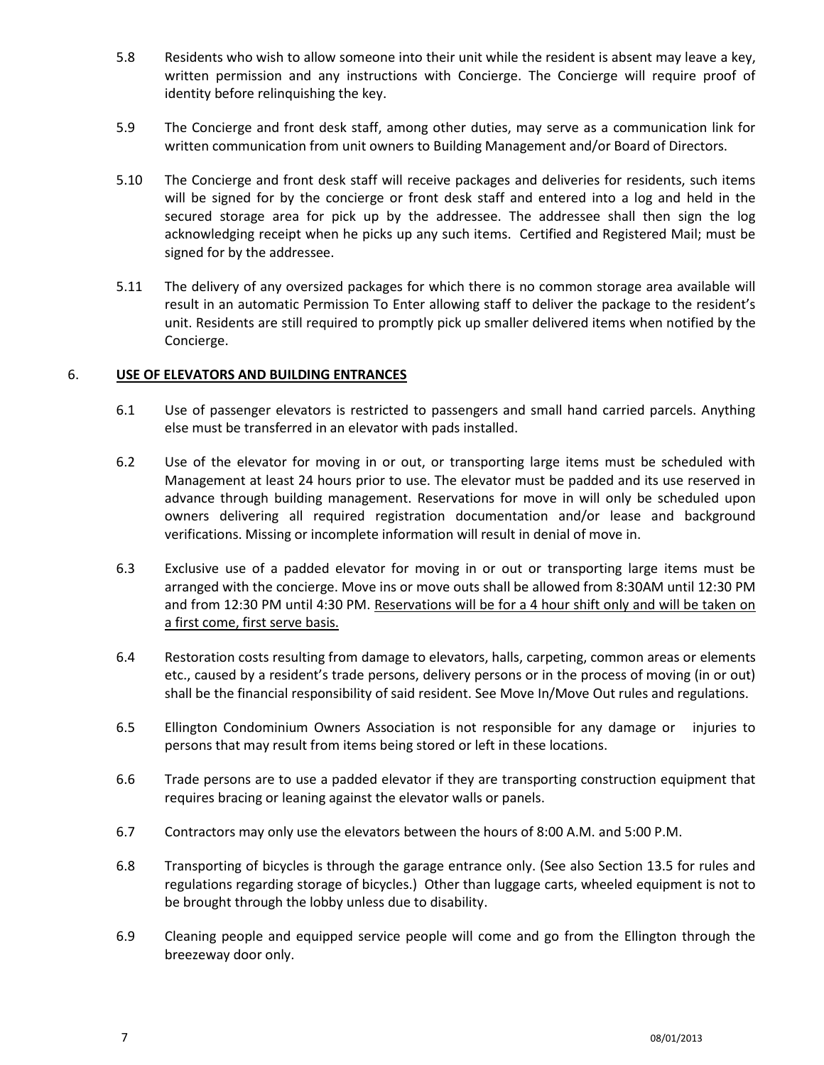5.8 Residents who wish to allow someone into their unit while the resident is absent may leave a key, written permission and any instructions with Concierge. The Concierge will require proof of identity before relinquishing the key.

5.9 The Concierge and front desk staff, among other duties, may serve as a communication link for written communication from unit owners to Building Management and/or Board of Directors.

5.10 The Concierge and front desk staff will receive packages and deliveries for residents, such items will be signed for by the concierge or front desk staff and entered into a log and held in the secured storage area for pick up by the addressee. The addressee shall then sign the log acknowledging receipt when he picks up any such items. Certified and Registered Mail; must be signed for by the addressee.

5.11 The delivery of any oversized packages for which there is no common storage area available will result in an automatic Permission To Enter allowing staff to deliver the package to the resident's unit. Residents are still required to promptly pick up smaller delivered items when notified by the Concierge.

## 6. USE OF ELEVATORS AND BUILDING ENTRANCES

6.1 Use of passenger elevators is restricted to passengers and small hand carried parcels. Anything else must be transferred in an elevator with pads installed.

6.2 Use of the elevator for moving in or out, or transporting large items must be scheduled with Management at least 24 hours prior to use. The elevator must be padded and its use reserved in advance through building management. Reservations for move in will only be scheduled upon owners delivering all required registration documentation and/or lease and background verifications. Missing or incomplete information will result in denial of move in.

6.3 Exclusive use of a padded elevator for moving in or out or transporting large items must be arranged with the concierge. Move ins or move outs shall be allowed from 8:30AM until 12:30 PM and from 12:30 PM until 4:30 PM. Reservations will be for a 4 hour shift only and will be taken on a first come, first serve basis.

6.4 Restoration costs resulting from damage to elevators, halls, carpeting, common areas or elements etc., caused by a resident's trade persons, delivery persons or in the process of moving (in or out) shall be the financial responsibility of said resident. See Move In/Move Out rules and regulations.

6.5 Ellington Condominium Owners Association is not responsible for any damage or injuries to persons that may result from items being stored or left in these locations.

6.6 Trade persons are to use a padded elevator if they are transporting construction equipment that requires bracing or leaning against the elevator walls or panels.

6.7 Contractors may only use the elevators between the hours of 8:00 A.M. and 5:00 P.M.

6.8 Transporting of bicycles is through the garage entrance only. (See also Section 13.5 for rules and regulations regarding storage of bicycles.) Other than luggage carts, wheeled equipment is not to be brought through the lobby unless due to disability.

6.9 Cleaning people and equipped service people will come and go from the Ellington through the breezeway door only.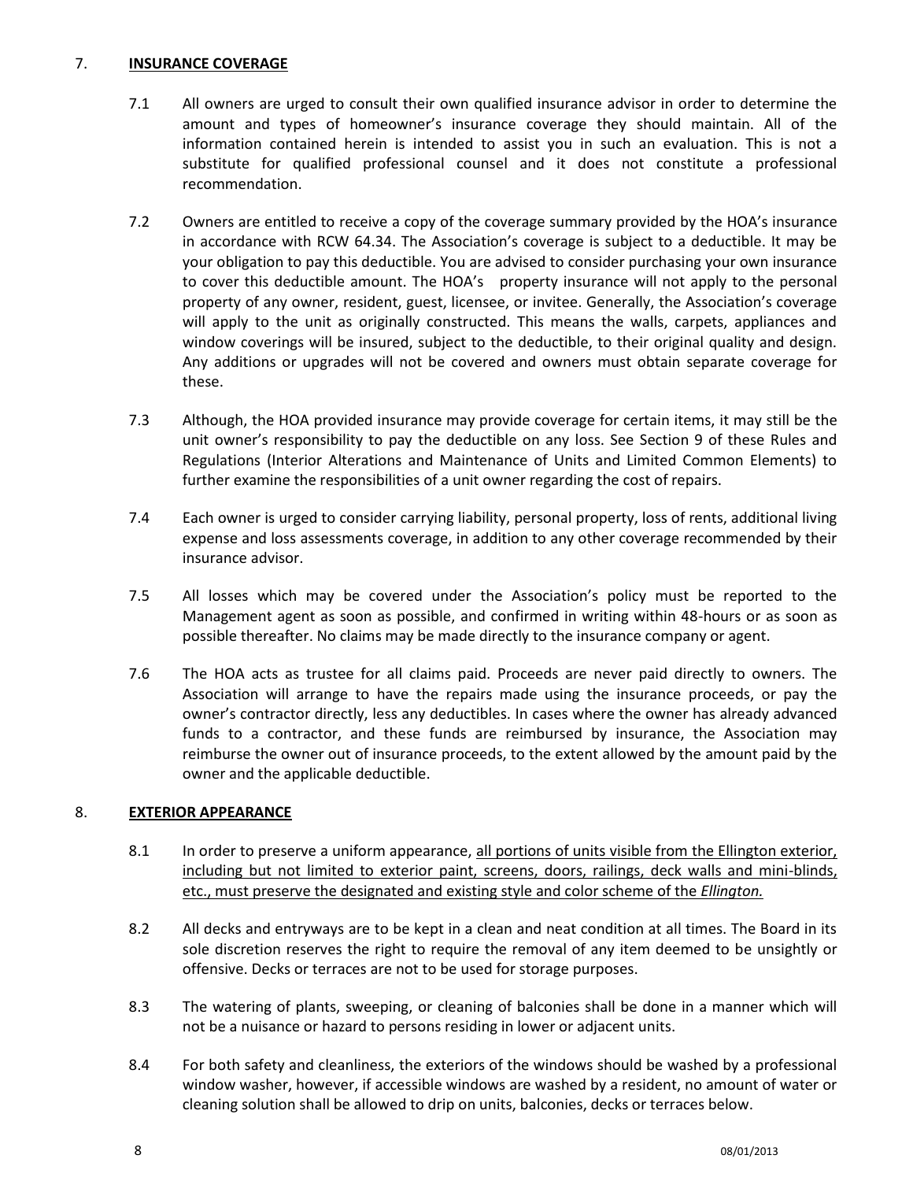## 7. INSURANCE COVERAGE

7.1 All owners are urged to consult their own qualified insurance advisor in order to determine the amount and types of homeowner's insurance coverage they should maintain. All of the information contained herein is intended to assist you in such an evaluation. This is not a substitute for qualified professional counsel and it does not constitute a professional recommendation.

7.2 Owners are entitled to receive a copy of the coverage summary provided by the HOA's insurance in accordance with RCW 64.34. The Association's coverage is subject to a deductible. It may be your obligation to pay this deductible. You are advised to consider purchasing your own insurance to cover this deductible amount. The HOA's property insurance will not apply to the personal property of any owner, resident, guest, licensee, or invitee. Generally, the Association's coverage will apply to the unit as originally constructed. This means the walls, carpets, appliances and window coverings will be insured, subject to the deductible, to their original quality and design. Any additions or upgrades will not be covered and owners must obtain separate coverage for these.

7.3 Although, the HOA provided insurance may provide coverage for certain items, it may still be the unit owner's responsibility to pay the deductible on any loss. See Section 9 of these Rules and Regulations (Interior Alterations and Maintenance of Units and Limited Common Elements) to further examine the responsibilities of a unit owner regarding the cost of repairs.

7.4 Each owner is urged to consider carrying liability, personal property, loss of rents, additional living expense and loss assessments coverage, in addition to any other coverage recommended by their insurance advisor.

7.5 All losses which may be covered under the Association's policy must be reported to the Management agent as soon as possible, and confirmed in writing within 48-hours or as soon as possible thereafter. No claims may be made directly to the insurance company or agent.

7.6 The HOA acts as trustee for all claims paid. Proceeds are never paid directly to owners. The Association will arrange to have the repairs made using the insurance proceeds, or pay the owner's contractor directly, less any deductibles. In cases where the owner has already advanced funds to a contractor, and these funds are reimbursed by insurance, the Association may reimburse the owner out of insurance proceeds, to the extent allowed by the amount paid by the owner and the applicable deductible.

## 8. EXTERIOR APPEARANCE

8.1 In order to preserve a uniform appearance, <u>all portions of units visible from the Ellington exterior, including but not limited to exterior paint, screens, doors, railings, deck walls and mini-blinds, etc., must preserve the designated and existing style and color scheme of the *Ellington.*</u>

8.2 All decks and entryways are to be kept in a clean and neat condition at all times. The Board in its sole discretion reserves the right to require the removal of any item deemed to be unsightly or offensive. Decks or terraces are not to be used for storage purposes.

8.3 The watering of plants, sweeping, or cleaning of balconies shall be done in a manner which will not be a nuisance or hazard to persons residing in lower or adjacent units.

8.4 For both safety and cleanliness, the exteriors of the windows should be washed by a professional window washer, however, if accessible windows are washed by a resident, no amount of water or cleaning solution shall be allowed to drip on units, balconies, decks or terraces below.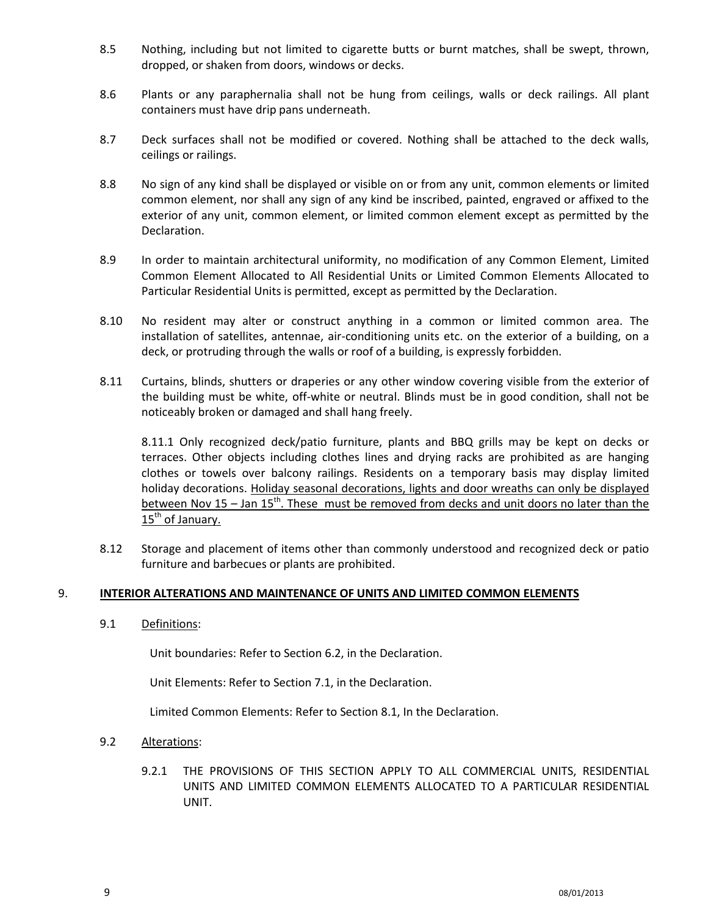8.5 Nothing, including but not limited to cigarette butts or burnt matches, shall be swept, thrown, dropped, or shaken from doors, windows or decks.

8.6 Plants or any paraphernalia shall not be hung from ceilings, walls or deck railings. All plant containers must have drip pans underneath.

8.7 Deck surfaces shall not be modified or covered. Nothing shall be attached to the deck walls, ceilings or railings.

8.8 No sign of any kind shall be displayed or visible on or from any unit, common elements or limited common element, nor shall any sign of any kind be inscribed, painted, engraved or affixed to the exterior of any unit, common element, or limited common element except as permitted by the Declaration.

8.9 In order to maintain architectural uniformity, no modification of any Common Element, Limited Common Element Allocated to All Residential Units or Limited Common Elements Allocated to Particular Residential Units is permitted, except as permitted by the Declaration.

8.10 No resident may alter or construct anything in a common or limited common area. The installation of satellites, antennae, air-conditioning units etc. on the exterior of a building, on a deck, or protruding through the walls or roof of a building, is expressly forbidden.

8.11 Curtains, blinds, shutters or draperies or any other window covering visible from the exterior of the building must be white, off-white or neutral. Blinds must be in good condition, shall not be noticeably broken or damaged and shall hang freely.

8.11.1 Only recognized deck/patio furniture, plants and BBQ grills may be kept on decks or terraces. Other objects including clothes lines and drying racks are prohibited as are hanging clothes or towels over balcony railings. Residents on a temporary basis may display limited holiday decorations. <u>Holiday seasonal decorations, lights and door wreaths can only be displayed between Nov 15 – Jan 15th. These must be removed from decks and unit doors no later than the 15th of January.</u>

8.12 Storage and placement of items other than commonly understood and recognized deck or patio furniture and barbecues or plants are prohibited.

## 9. <u>INTERIOR ALTERATIONS AND MAINTENANCE OF UNITS AND LIMITED COMMON ELEMENTS</u>

9.1 <u>Definitions</u>:

Unit boundaries: Refer to Section 6.2, in the Declaration.

Unit Elements: Refer to Section 7.1, in the Declaration.

Limited Common Elements: Refer to Section 8.1, In the Declaration.

9.2 <u>Alterations</u>:

9.2.1 THE PROVISIONS OF THIS SECTION APPLY TO ALL COMMERCIAL UNITS, RESIDENTIAL UNITS AND LIMITED COMMON ELEMENTS ALLOCATED TO A PARTICULAR RESIDENTIAL UNIT.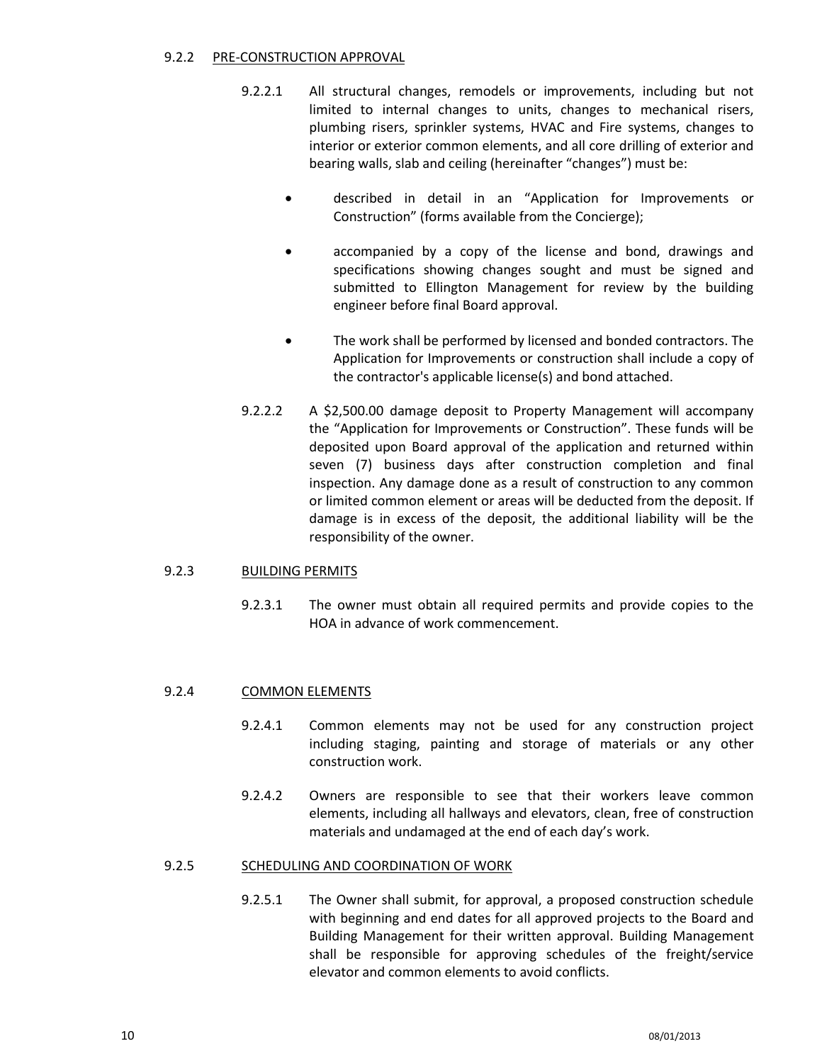### 9.2.2 PRE-CONSTRUCTION APPROVAL

9.2.2.1 All structural changes, remodels or improvements, including but not limited to internal changes to units, changes to mechanical risers, plumbing risers, sprinkler systems, HVAC and Fire systems, changes to interior or exterior common elements, and all core drilling of exterior and bearing walls, slab and ceiling (hereinafter "changes") must be:

- described in detail in an "Application for Improvements or Construction" (forms available from the Concierge);
- accompanied by a copy of the license and bond, drawings and specifications showing changes sought and must be signed and submitted to Ellington Management for review by the building engineer before final Board approval.
- The work shall be performed by licensed and bonded contractors. The Application for Improvements or construction shall include a copy of the contractor's applicable license(s) and bond attached.

9.2.2.2 A $2,500.00 damage deposit to Property Management will accompany the "Application for Improvements or Construction". These funds will be deposited upon Board approval of the application and returned within seven (7) business days after construction completion and final inspection. Any damage done as a result of construction to any common or limited common element or areas will be deducted from the deposit. If damage is in excess of the deposit, the additional liability will be the responsibility of the owner.

### 9.2.3 BUILDING PERMITS

9.2.3.1 The owner must obtain all required permits and provide copies to the HOA in advance of work commencement.

### 9.2.4 COMMON ELEMENTS

9.2.4.1 Common elements may not be used for any construction project including staging, painting and storage of materials or any other construction work.

9.2.4.2 Owners are responsible to see that their workers leave common elements, including all hallways and elevators, clean, free of construction materials and undamaged at the end of each day's work.

### 9.2.5 SCHEDULING AND COORDINATION OF WORK

9.2.5.1 The Owner shall submit, for approval, a proposed construction schedule with beginning and end dates for all approved projects to the Board and Building Management for their written approval. Building Management shall be responsible for approving schedules of the freight/service elevator and common elements to avoid conflicts.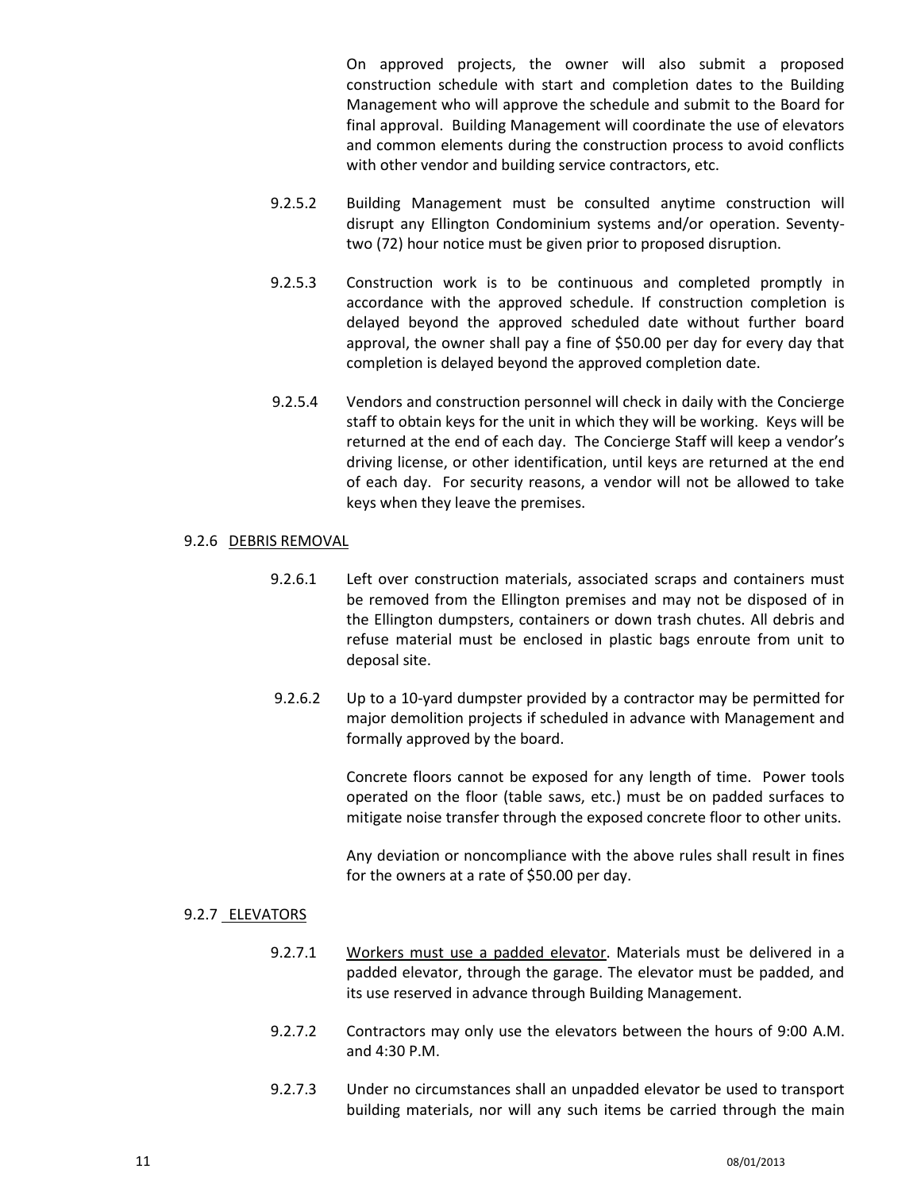On approved projects, the owner will also submit a proposed construction schedule with start and completion dates to the Building Management who will approve the schedule and submit to the Board for final approval. Building Management will coordinate the use of elevators and common elements during the construction process to avoid conflicts with other vendor and building service contractors, etc.

9.2.5.2 Building Management must be consulted anytime construction will disrupt any Ellington Condominium systems and/or operation. Seventy-two (72) hour notice must be given prior to proposed disruption.

9.2.5.3 Construction work is to be continuous and completed promptly in accordance with the approved schedule. If construction completion is delayed beyond the approved scheduled date without further board approval, the owner shall pay a fine of $50.00 per day for every day that completion is delayed beyond the approved completion date.

9.2.5.4 Vendors and construction personnel will check in daily with the Concierge staff to obtain keys for the unit in which they will be working. Keys will be returned at the end of each day. The Concierge Staff will keep a vendor's driving license, or other identification, until keys are returned at the end of each day. For security reasons, a vendor will not be allowed to take keys when they leave the premises.

### 9.2.6 DEBRIS REMOVAL

9.2.6.1 Left over construction materials, associated scraps and containers must be removed from the Ellington premises and may not be disposed of in the Ellington dumpsters, containers or down trash chutes. All debris and refuse material must be enclosed in plastic bags enroute from unit to deposal site.

9.2.6.2 Up to a 10-yard dumpster provided by a contractor may be permitted for major demolition projects if scheduled in advance with Management and formally approved by the board.

Concrete floors cannot be exposed for any length of time. Power tools operated on the floor (table saws, etc.) must be on padded surfaces to mitigate noise transfer through the exposed concrete floor to other units.

Any deviation or noncompliance with the above rules shall result in fines for the owners at a rate of $50.00 per day.

### 9.2.7 ELEVATORS

9.2.7.1 Workers must use a padded elevator. Materials must be delivered in a padded elevator, through the garage. The elevator must be padded, and its use reserved in advance through Building Management.

9.2.7.2 Contractors may only use the elevators between the hours of 9:00 A.M. and 4:30 P.M.

9.2.7.3 Under no circumstances shall an unpadded elevator be used to transport building materials, nor will any such items be carried through the main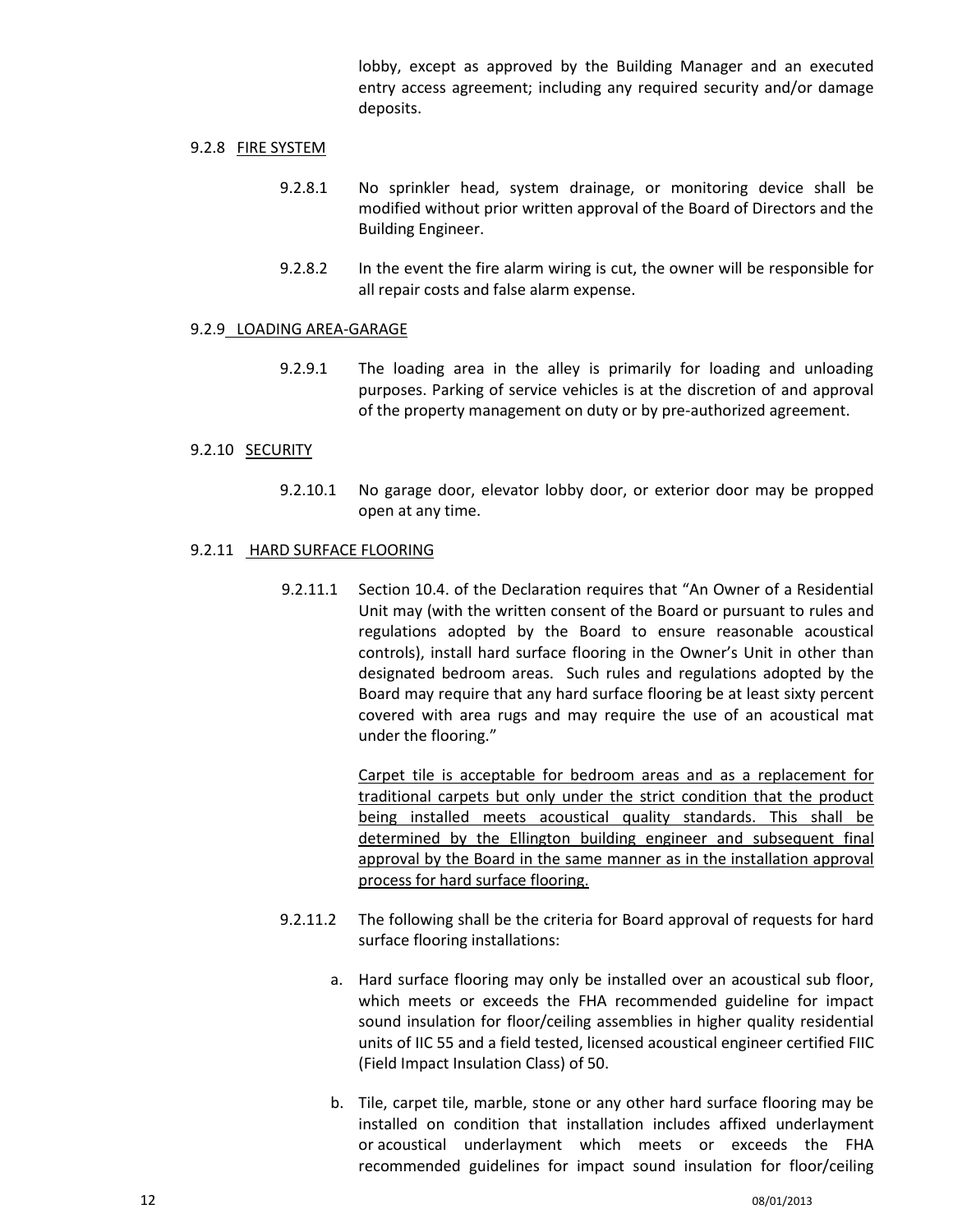lobby, except as approved by the Building Manager and an executed entry access agreement; including any required security and/or damage deposits.

9.2.8 <u>FIRE SYSTEM</u>

9.2.8.1 No sprinkler head, system drainage, or monitoring device shall be modified without prior written approval of the Board of Directors and the Building Engineer.

9.2.8.2 In the event the fire alarm wiring is cut, the owner will be responsible for all repair costs and false alarm expense.

9.2.9 <u>LOADING AREA-GARAGE</u>

9.2.9.1 The loading area in the alley is primarily for loading and unloading purposes. Parking of service vehicles is at the discretion of and approval of the property management on duty or by pre-authorized agreement.

9.2.10 <u>SECURITY</u>

9.2.10.1 No garage door, elevator lobby door, or exterior door may be propped open at any time.

9.2.11 <u>HARD SURFACE FLOORING</u>

9.2.11.1 Section 10.4. of the Declaration requires that "An Owner of a Residential Unit may (with the written consent of the Board or pursuant to rules and regulations adopted by the Board to ensure reasonable acoustical controls), install hard surface flooring in the Owner's Unit in other than designated bedroom areas. Such rules and regulations adopted by the Board may require that any hard surface flooring be at least sixty percent covered with area rugs and may require the use of an acoustical mat under the flooring."

<u>Carpet tile is acceptable for bedroom areas and as a replacement for traditional carpets but only under the strict condition that the product being installed meets acoustical quality standards. This shall be determined by the Ellington building engineer and subsequent final approval by the Board in the same manner as in the installation approval process for hard surface flooring.</u>

9.2.11.2 The following shall be the criteria for Board approval of requests for hard surface flooring installations:

a. Hard surface flooring may only be installed over an acoustical sub floor, which meets or exceeds the FHA recommended guideline for impact sound insulation for floor/ceiling assemblies in higher quality residential units of IIC 55 and a field tested, licensed acoustical engineer certified FIIC (Field Impact Insulation Class) of 50.

b. Tile, carpet tile, marble, stone or any other hard surface flooring may be installed on condition that installation includes affixed underlayment or acoustical underlayment which meets or exceeds the FHA recommended guidelines for impact sound insulation for floor/ceiling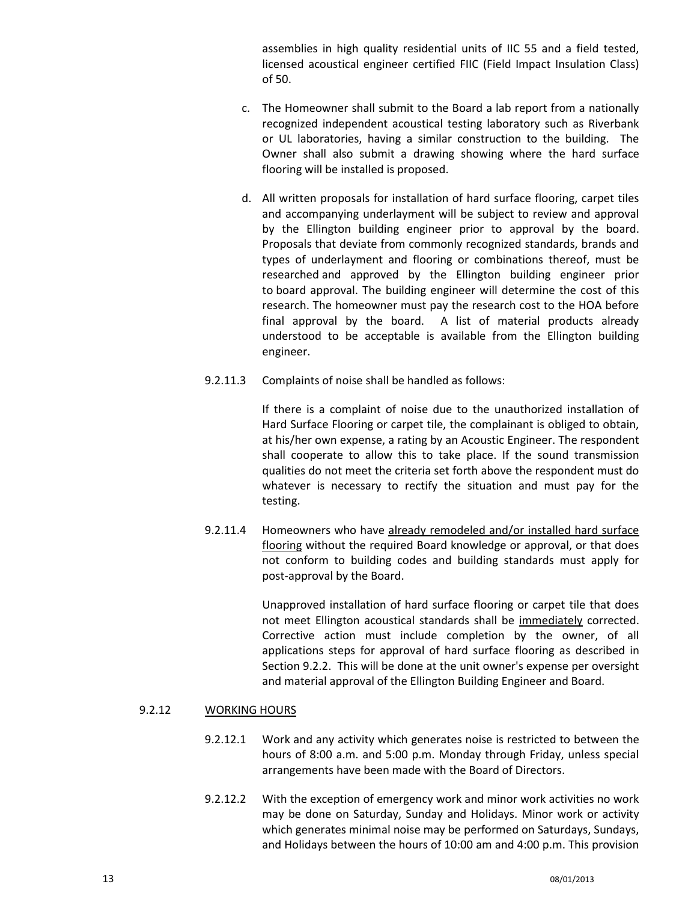assemblies in high quality residential units of IIC 55 and a field tested, licensed acoustical engineer certified FIIC (Field Impact Insulation Class) of 50.

c. The Homeowner shall submit to the Board a lab report from a nationally recognized independent acoustical testing laboratory such as Riverbank or UL laboratories, having a similar construction to the building. The Owner shall also submit a drawing showing where the hard surface flooring will be installed is proposed.

d. All written proposals for installation of hard surface flooring, carpet tiles and accompanying underlayment will be subject to review and approval by the Ellington building engineer prior to approval by the board. Proposals that deviate from commonly recognized standards, brands and types of underlayment and flooring or combinations thereof, must be researched and approved by the Ellington building engineer prior to board approval. The building engineer will determine the cost of this research. The homeowner must pay the research cost to the HOA before final approval by the board. A list of material products already understood to be acceptable is available from the Ellington building engineer.

9.2.11.3 Complaints of noise shall be handled as follows:

If there is a complaint of noise due to the unauthorized installation of Hard Surface Flooring or carpet tile, the complainant is obliged to obtain, at his/her own expense, a rating by an Acoustic Engineer. The respondent shall cooperate to allow this to take place. If the sound transmission qualities do not meet the criteria set forth above the respondent must do whatever is necessary to rectify the situation and must pay for the testing.

9.2.11.4 Homeowners who have <u>already remodeled and/or installed hard surface flooring</u> without the required Board knowledge or approval, or that does not conform to building codes and building standards must apply for post-approval by the Board.

Unapproved installation of hard surface flooring or carpet tile that does not meet Ellington acoustical standards shall be <u>immediately</u> corrected. Corrective action must include completion by the owner, of all applications steps for approval of hard surface flooring as described in Section 9.2.2. This will be done at the unit owner's expense per oversight and material approval of the Ellington Building Engineer and Board.

9.2.12 <u>WORKING HOURS</u>

9.2.12.1 Work and any activity which generates noise is restricted to between the hours of 8:00 a.m. and 5:00 p.m. Monday through Friday, unless special arrangements have been made with the Board of Directors.

9.2.12.2 With the exception of emergency work and minor work activities no work may be done on Saturday, Sunday and Holidays. Minor work or activity which generates minimal noise may be performed on Saturdays, Sundays, and Holidays between the hours of 10:00 am and 4:00 p.m. This provision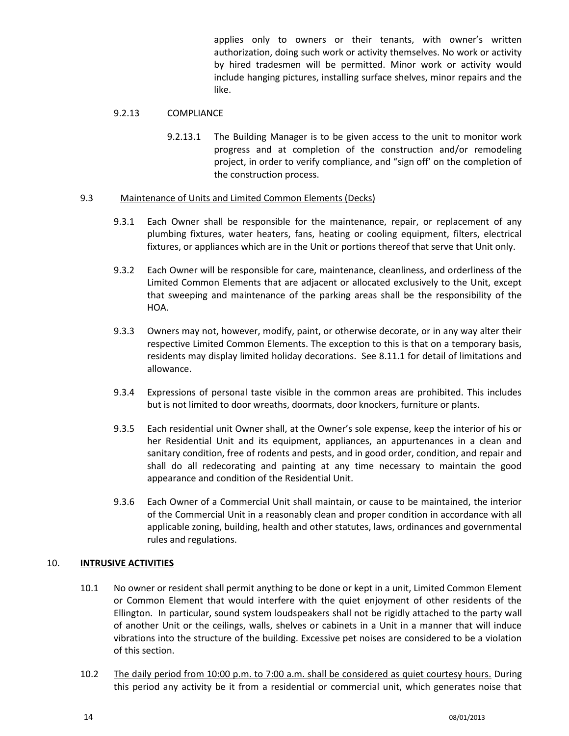applies only to owners or their tenants, with owner's written authorization, doing such work or activity themselves. No work or activity by hired tradesmen will be permitted. Minor work or activity would include hanging pictures, installing surface shelves, minor repairs and the like.

9.2.13 COMPLIANCE

9.2.13.1 The Building Manager is to be given access to the unit to monitor work progress and at completion of the construction and/or remodeling project, in order to verify compliance, and "sign off' on the completion of the construction process.

9.3 Maintenance of Units and Limited Common Elements (Decks)

9.3.1 Each Owner shall be responsible for the maintenance, repair, or replacement of any plumbing fixtures, water heaters, fans, heating or cooling equipment, filters, electrical fixtures, or appliances which are in the Unit or portions thereof that serve that Unit only.

9.3.2 Each Owner will be responsible for care, maintenance, cleanliness, and orderliness of the Limited Common Elements that are adjacent or allocated exclusively to the Unit, except that sweeping and maintenance of the parking areas shall be the responsibility of the HOA.

9.3.3 Owners may not, however, modify, paint, or otherwise decorate, or in any way alter their respective Limited Common Elements. The exception to this is that on a temporary basis, residents may display limited holiday decorations. See 8.11.1 for detail of limitations and allowance.

9.3.4 Expressions of personal taste visible in the common areas are prohibited. This includes but is not limited to door wreaths, doormats, door knockers, furniture or plants.

9.3.5 Each residential unit Owner shall, at the Owner's sole expense, keep the interior of his or her Residential Unit and its equipment, appliances, an appurtenances in a clean and sanitary condition, free of rodents and pests, and in good order, condition, and repair and shall do all redecorating and painting at any time necessary to maintain the good appearance and condition of the Residential Unit.

9.3.6 Each Owner of a Commercial Unit shall maintain, or cause to be maintained, the interior of the Commercial Unit in a reasonably clean and proper condition in accordance with all applicable zoning, building, health and other statutes, laws, ordinances and governmental rules and regulations.

## 10. INTRUSIVE ACTIVITIES

10.1 No owner or resident shall permit anything to be done or kept in a unit, Limited Common Element or Common Element that would interfere with the quiet enjoyment of other residents of the Ellington. In particular, sound system loudspeakers shall not be rigidly attached to the party wall of another Unit or the ceilings, walls, shelves or cabinets in a Unit in a manner that will induce vibrations into the structure of the building. Excessive pet noises are considered to be a violation of this section.

10.2 The daily period from 10:00 p.m. to 7:00 a.m. shall be considered as quiet courtesy hours. During this period any activity be it from a residential or commercial unit, which generates noise that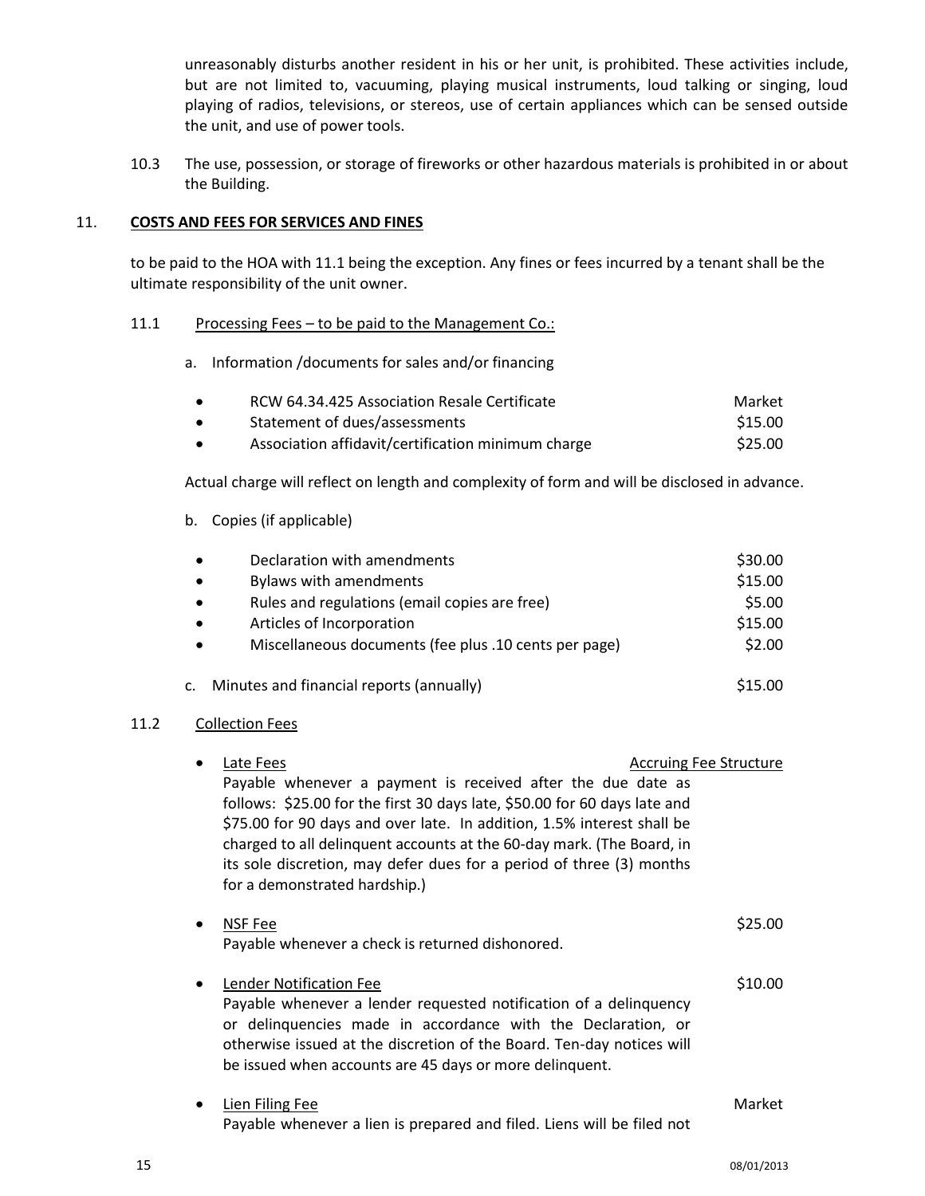unreasonably disturbs another resident in his or her unit, is prohibited. These activities include, but are not limited to, vacuuming, playing musical instruments, loud talking or singing, loud playing of radios, televisions, or stereos, use of certain appliances which can be sensed outside the unit, and use of power tools.

10.3 The use, possession, or storage of fireworks or other hazardous materials is prohibited in or about the Building.

## 11. COSTS AND FEES FOR SERVICES AND FINES

to be paid to the HOA with 11.1 being the exception. Any fines or fees incurred by a tenant shall be the ultimate responsibility of the unit owner.

### 11.1 Processing Fees – to be paid to the Management Co.:

a. Information /documents for sales and/or financing

| | |
|---|---|
| RCW 64.34.425 Association Resale Certificate | Market |
| Statement of dues/assessments | $15.00 |
| Association affidavit/certification minimum charge | $25.00 |

Actual charge will reflect on length and complexity of form and will be disclosed in advance.

b. Copies (if applicable)

| | |
|---|---|
| Declaration with amendments | $30.00 |
| Bylaws with amendments | $15.00 |
| Rules and regulations (email copies are free) | $5.00 |
| Articles of Incorporation | $15.00 |
| Miscellaneous documents (fee plus .10 cents per page) | $2.00 |

c. Minutes and financial reports (annually) $15.00

### 11.2 Collection Fees

- Late Fees — Accruing Fee Structure
  Payable whenever a payment is received after the due date as follows: $25.00 for the first 30 days late, $50.00 for 60 days late and $75.00 for 90 days and over late. In addition, 1.5% interest shall be charged to all delinquent accounts at the 60-day mark. (The Board, in its sole discretion, may defer dues for a period of three (3) months for a demonstrated hardship.)

- NSF Fee — $25.00
  Payable whenever a check is returned dishonored.

- Lender Notification Fee — $10.00
  Payable whenever a lender requested notification of a delinquency or delinquencies made in accordance with the Declaration, or otherwise issued at the discretion of the Board. Ten-day notices will be issued when accounts are 45 days or more delinquent.

- Lien Filing Fee — Market
  Payable whenever a lien is prepared and filed. Liens will be filed not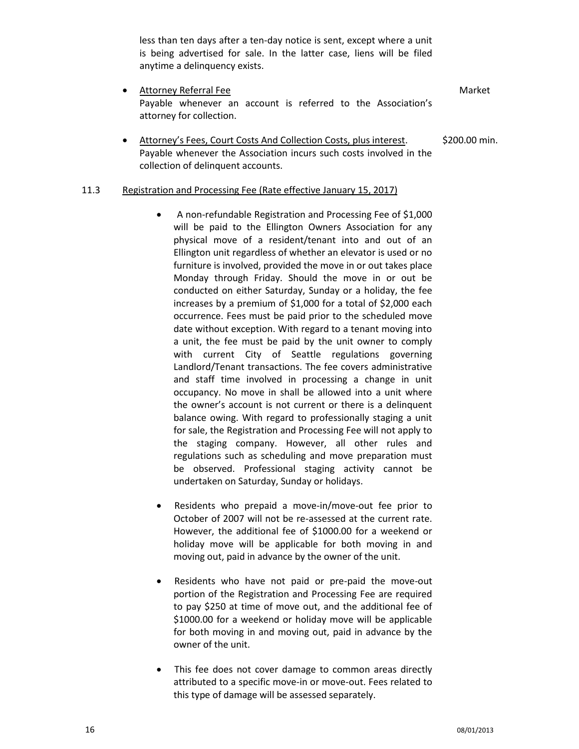less than ten days after a ten-day notice is sent, except where a unit is being advertised for sale. In the latter case, liens will be filed anytime a delinquency exists.

- Attorney Referral Fee — Market
  Payable whenever an account is referred to the Association's attorney for collection.

- Attorney's Fees, Court Costs And Collection Costs, plus interest. — $200.00 min.
  Payable whenever the Association incurs such costs involved in the collection of delinquent accounts.

11.3 Registration and Processing Fee (Rate effective January 15, 2017)

- A non-refundable Registration and Processing Fee of $1,000 will be paid to the Ellington Owners Association for any physical move of a resident/tenant into and out of an Ellington unit regardless of whether an elevator is used or no furniture is involved, provided the move in or out takes place Monday through Friday. Should the move in or out be conducted on either Saturday, Sunday or a holiday, the fee increases by a premium of $1,000 for a total of $2,000 each occurrence. Fees must be paid prior to the scheduled move date without exception. With regard to a tenant moving into a unit, the fee must be paid by the unit owner to comply with current City of Seattle regulations governing Landlord/Tenant transactions. The fee covers administrative and staff time involved in processing a change in unit occupancy. No move in shall be allowed into a unit where the owner's account is not current or there is a delinquent balance owing. With regard to professionally staging a unit for sale, the Registration and Processing Fee will not apply to the staging company. However, all other rules and regulations such as scheduling and move preparation must be observed. Professional staging activity cannot be undertaken on Saturday, Sunday or holidays.

- Residents who prepaid a move-in/move-out fee prior to October of 2007 will not be re-assessed at the current rate. However, the additional fee of $1000.00 for a weekend or holiday move will be applicable for both moving in and moving out, paid in advance by the owner of the unit.

- Residents who have not paid or pre-paid the move-out portion of the Registration and Processing Fee are required to pay $250 at time of move out, and the additional fee of $1000.00 for a weekend or holiday move will be applicable for both moving in and moving out, paid in advance by the owner of the unit.

- This fee does not cover damage to common areas directly attributed to a specific move-in or move-out. Fees related to this type of damage will be assessed separately.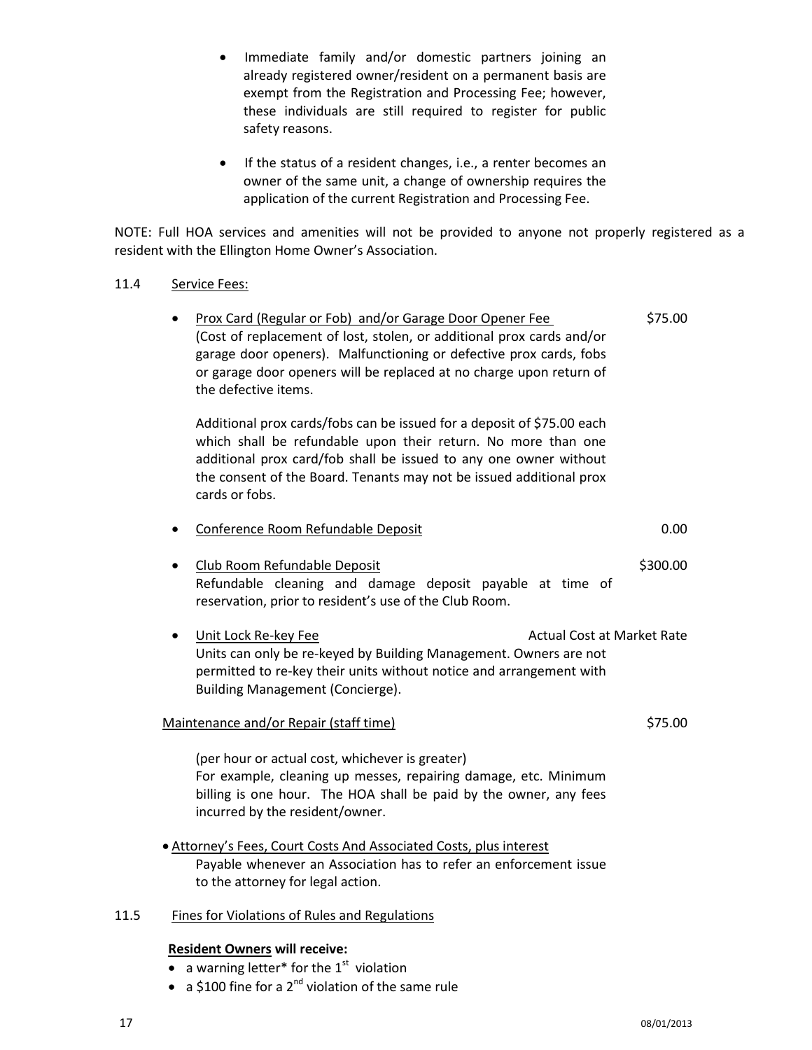- Immediate family and/or domestic partners joining an already registered owner/resident on a permanent basis are exempt from the Registration and Processing Fee; however, these individuals are still required to register for public safety reasons.

- If the status of a resident changes, i.e., a renter becomes an owner of the same unit, a change of ownership requires the application of the current Registration and Processing Fee.

NOTE: Full HOA services and amenities will not be provided to anyone not properly registered as a resident with the Ellington Home Owner's Association.

11.4 Service Fees:

- Prox Card (Regular or Fob) and/or Garage Door Opener Fee — $75.00
  (Cost of replacement of lost, stolen, or additional prox cards and/or garage door openers). Malfunctioning or defective prox cards, fobs or garage door openers will be replaced at no charge upon return of the defective items.

  Additional prox cards/fobs can be issued for a deposit of $75.00 each which shall be refundable upon their return. No more than one additional prox card/fob shall be issued to any one owner without the consent of the Board. Tenants may not be issued additional prox cards or fobs.

- Conference Room Refundable Deposit — 0.00

- Club Room Refundable Deposit — $300.00
  Refundable cleaning and damage deposit payable at time of reservation, prior to resident's use of the Club Room.

- Unit Lock Re-key Fee — Actual Cost at Market Rate
  Units can only be re-keyed by Building Management. Owners are not permitted to re-key their units without notice and arrangement with Building Management (Concierge).

Maintenance and/or Repair (staff time) — $75.00

(per hour or actual cost, whichever is greater)
For example, cleaning up messes, repairing damage, etc. Minimum billing is one hour. The HOA shall be paid by the owner, any fees incurred by the resident/owner.

- Attorney's Fees, Court Costs And Associated Costs, plus interest
  Payable whenever an Association has to refer an enforcement issue to the attorney for legal action.

11.5 Fines for Violations of Rules and Regulations

**Resident Owners will receive:**

- a warning letter* for the 1st violation
- a $100 fine for a 2nd violation of the same rule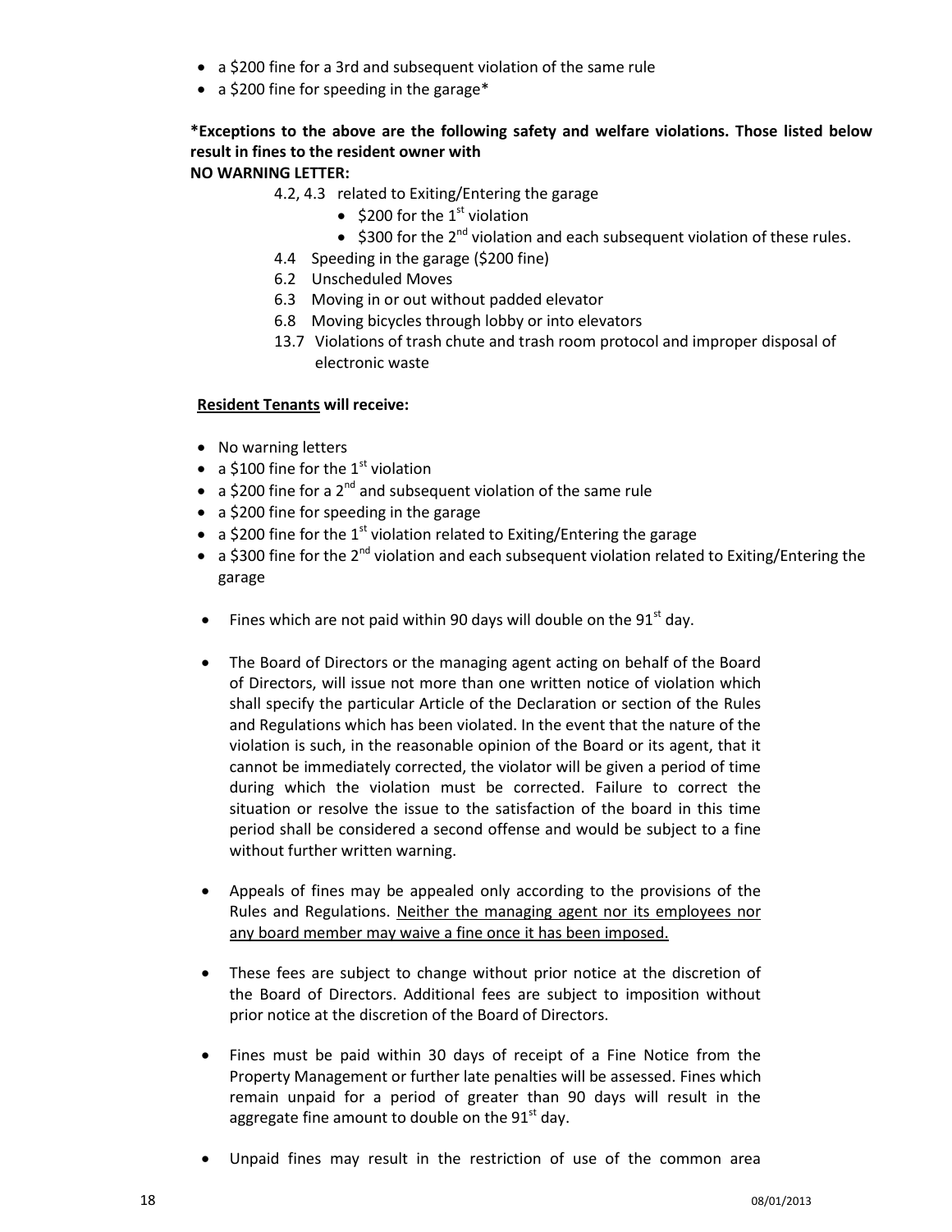- a $200 fine for a 3rd and subsequent violation of the same rule
- a $200 fine for speeding in the garage*

**\*Exceptions to the above are the following safety and welfare violations. Those listed below result in fines to the resident owner with**
**NO WARNING LETTER:**

- 4.2, 4.3 related to Exiting/Entering the garage
  - $200 for the 1st violation
  - $300 for the 2nd violation and each subsequent violation of these rules.
- 4.4 Speeding in the garage ($200 fine)
- 6.2 Unscheduled Moves
- 6.3 Moving in or out without padded elevator
- 6.8 Moving bicycles through lobby or into elevators
- 13.7 Violations of trash chute and trash room protocol and improper disposal of electronic waste

**<u>Resident Tenants</u> will receive:**

- No warning letters
- a $100 fine for the 1st violation
- a $200 fine for a 2nd and subsequent violation of the same rule
- a $200 fine for speeding in the garage
- a $200 fine for the 1st violation related to Exiting/Entering the garage
- a $300 fine for the 2nd violation and each subsequent violation related to Exiting/Entering the garage

- Fines which are not paid within 90 days will double on the 91st day.

- The Board of Directors or the managing agent acting on behalf of the Board of Directors, will issue not more than one written notice of violation which shall specify the particular Article of the Declaration or section of the Rules and Regulations which has been violated. In the event that the nature of the violation is such, in the reasonable opinion of the Board or its agent, that it cannot be immediately corrected, the violator will be given a period of time during which the violation must be corrected. Failure to correct the situation or resolve the issue to the satisfaction of the board in this time period shall be considered a second offense and would be subject to a fine without further written warning.

- Appeals of fines may be appealed only according to the provisions of the Rules and Regulations. <u>Neither the managing agent nor its employees nor any board member may waive a fine once it has been imposed.</u>

- These fees are subject to change without prior notice at the discretion of the Board of Directors. Additional fees are subject to imposition without prior notice at the discretion of the Board of Directors.

- Fines must be paid within 30 days of receipt of a Fine Notice from the Property Management or further late penalties will be assessed. Fines which remain unpaid for a period of greater than 90 days will result in the aggregate fine amount to double on the 91st day.

- Unpaid fines may result in the restriction of use of the common area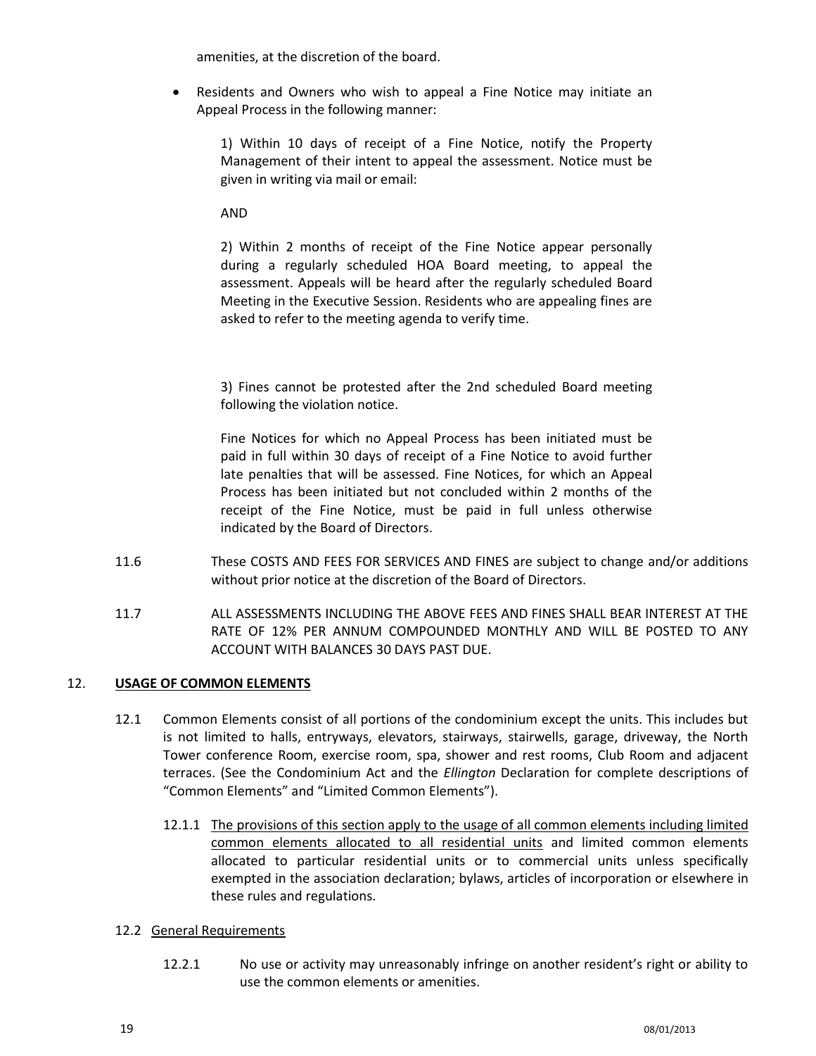amenities, at the discretion of the board.

- Residents and Owners who wish to appeal a Fine Notice may initiate an Appeal Process in the following manner:

  1) Within 10 days of receipt of a Fine Notice, notify the Property Management of their intent to appeal the assessment. Notice must be given in writing via mail or email:

  AND

  2) Within 2 months of receipt of the Fine Notice appear personally during a regularly scheduled HOA Board meeting, to appeal the assessment. Appeals will be heard after the regularly scheduled Board Meeting in the Executive Session. Residents who are appealing fines are asked to refer to the meeting agenda to verify time.

  3) Fines cannot be protested after the 2nd scheduled Board meeting following the violation notice.

  Fine Notices for which no Appeal Process has been initiated must be paid in full within 30 days of receipt of a Fine Notice to avoid further late penalties that will be assessed. Fine Notices, for which an Appeal Process has been initiated but not concluded within 2 months of the receipt of the Fine Notice, must be paid in full unless otherwise indicated by the Board of Directors.

11.6 These COSTS AND FEES FOR SERVICES AND FINES are subject to change and/or additions without prior notice at the discretion of the Board of Directors.

11.7 ALL ASSESSMENTS INCLUDING THE ABOVE FEES AND FINES SHALL BEAR INTEREST AT THE RATE OF 12% PER ANNUM COMPOUNDED MONTHLY AND WILL BE POSTED TO ANY ACCOUNT WITH BALANCES 30 DAYS PAST DUE.

## 12. USAGE OF COMMON ELEMENTS

12.1 Common Elements consist of all portions of the condominium except the units. This includes but is not limited to halls, entryways, elevators, stairways, stairwells, garage, driveway, the North Tower conference Room, exercise room, spa, shower and rest rooms, Club Room and adjacent terraces. (See the Condominium Act and the *Ellington* Declaration for complete descriptions of "Common Elements" and "Limited Common Elements").

12.1.1 <u>The provisions of this section apply to the usage of all common elements including limited common elements allocated to all residential units</u> and limited common elements allocated to particular residential units or to commercial units unless specifically exempted in the association declaration; bylaws, articles of incorporation or elsewhere in these rules and regulations.

### 12.2 General Requirements

12.2.1 No use or activity may unreasonably infringe on another resident's right or ability to use the common elements or amenities.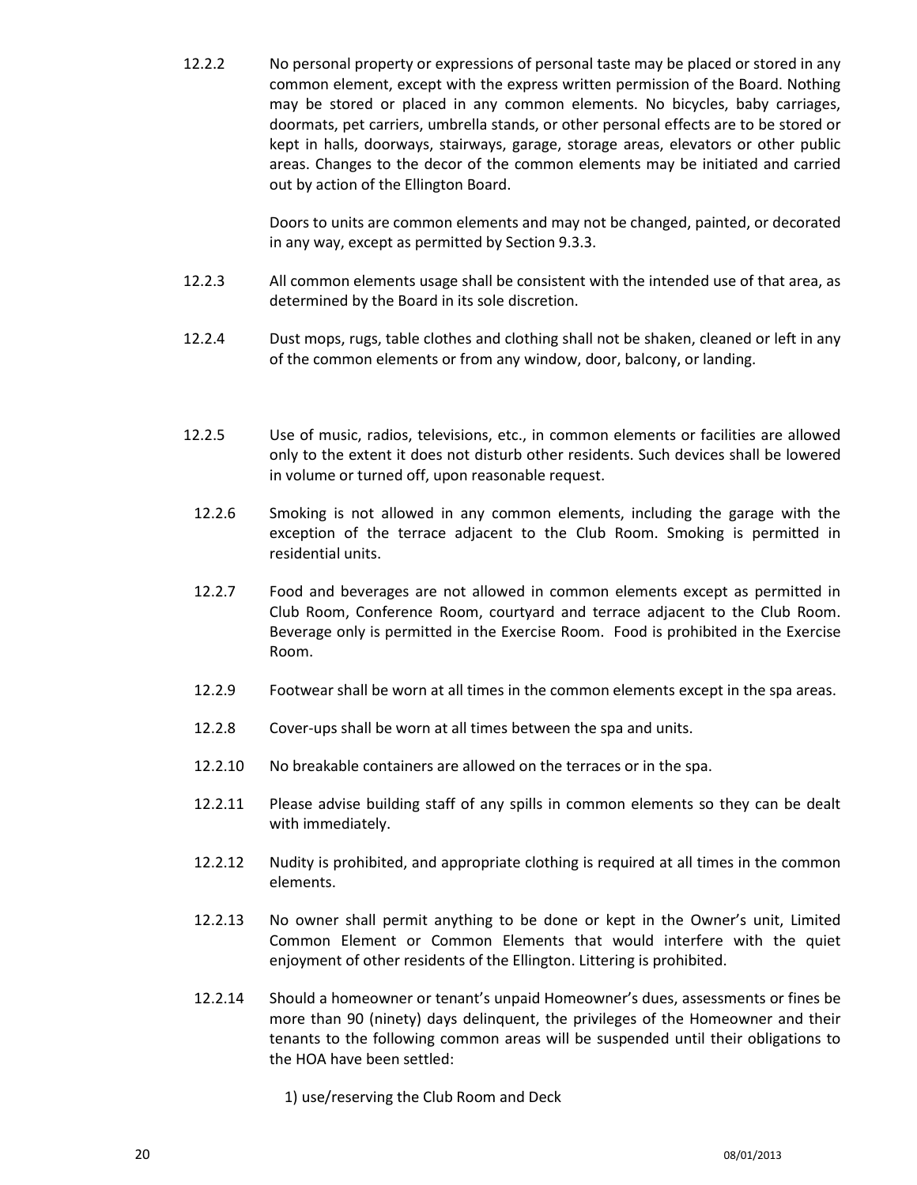12.2.2 No personal property or expressions of personal taste may be placed or stored in any common element, except with the express written permission of the Board. Nothing may be stored or placed in any common elements. No bicycles, baby carriages, doormats, pet carriers, umbrella stands, or other personal effects are to be stored or kept in halls, doorways, stairways, garage, storage areas, elevators or other public areas. Changes to the decor of the common elements may be initiated and carried out by action of the Ellington Board.

Doors to units are common elements and may not be changed, painted, or decorated in any way, except as permitted by Section 9.3.3.

12.2.3 All common elements usage shall be consistent with the intended use of that area, as determined by the Board in its sole discretion.

12.2.4 Dust mops, rugs, table clothes and clothing shall not be shaken, cleaned or left in any of the common elements or from any window, door, balcony, or landing.

12.2.5 Use of music, radios, televisions, etc., in common elements or facilities are allowed only to the extent it does not disturb other residents. Such devices shall be lowered in volume or turned off, upon reasonable request.

12.2.6 Smoking is not allowed in any common elements, including the garage with the exception of the terrace adjacent to the Club Room. Smoking is permitted in residential units.

12.2.7 Food and beverages are not allowed in common elements except as permitted in Club Room, Conference Room, courtyard and terrace adjacent to the Club Room. Beverage only is permitted in the Exercise Room. Food is prohibited in the Exercise Room.

12.2.9 Footwear shall be worn at all times in the common elements except in the spa areas.

12.2.8 Cover-ups shall be worn at all times between the spa and units.

12.2.10 No breakable containers are allowed on the terraces or in the spa.

12.2.11 Please advise building staff of any spills in common elements so they can be dealt with immediately.

12.2.12 Nudity is prohibited, and appropriate clothing is required at all times in the common elements.

12.2.13 No owner shall permit anything to be done or kept in the Owner's unit, Limited Common Element or Common Elements that would interfere with the quiet enjoyment of other residents of the Ellington. Littering is prohibited.

12.2.14 Should a homeowner or tenant's unpaid Homeowner's dues, assessments or fines be more than 90 (ninety) days delinquent, the privileges of the Homeowner and their tenants to the following common areas will be suspended until their obligations to the HOA have been settled:

1) use/reserving the Club Room and Deck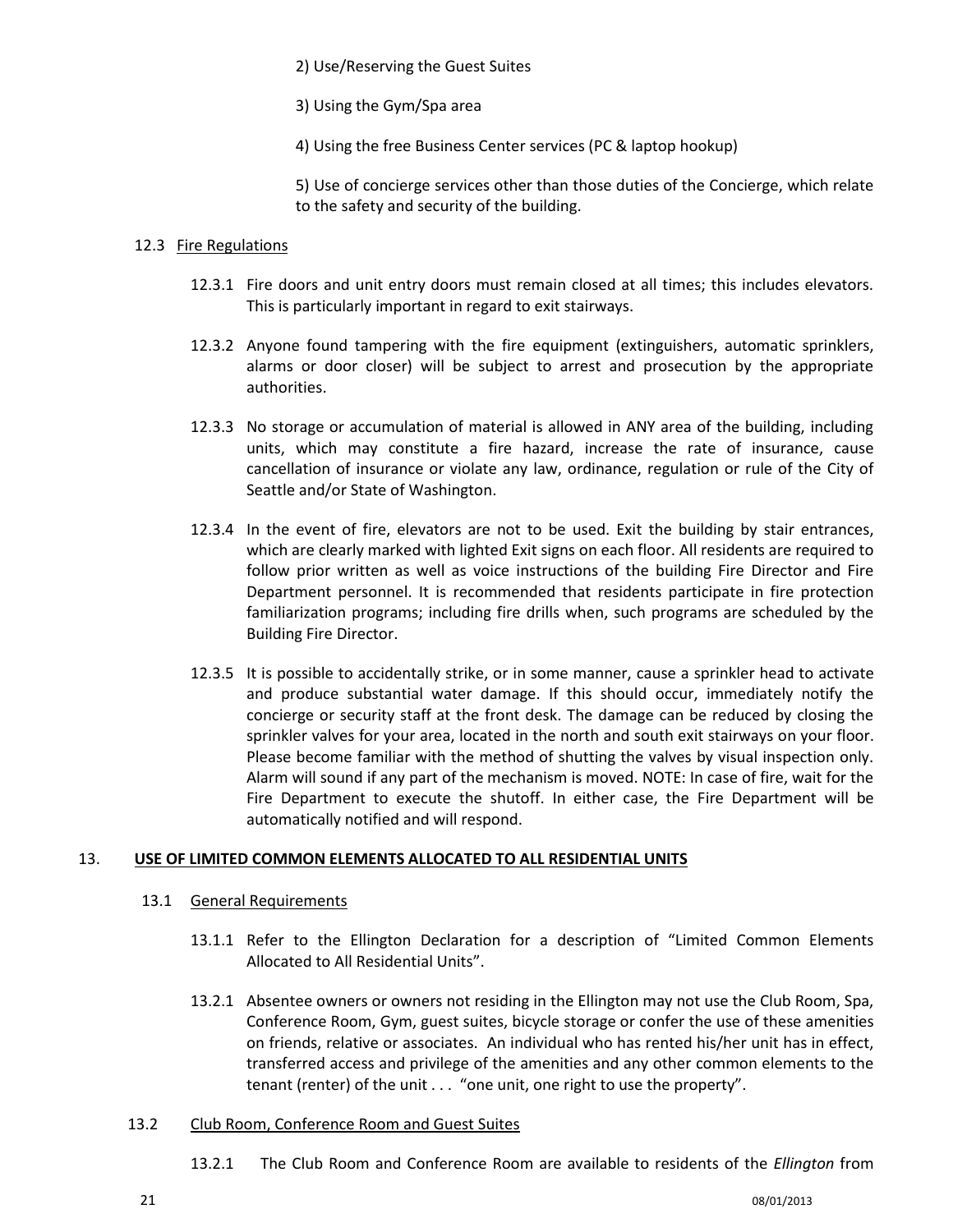2) Use/Reserving the Guest Suites

3) Using the Gym/Spa area

4) Using the free Business Center services (PC & laptop hookup)

5) Use of concierge services other than those duties of the Concierge, which relate to the safety and security of the building.

### 12.3 Fire Regulations

12.3.1 Fire doors and unit entry doors must remain closed at all times; this includes elevators. This is particularly important in regard to exit stairways.

12.3.2 Anyone found tampering with the fire equipment (extinguishers, automatic sprinklers, alarms or door closer) will be subject to arrest and prosecution by the appropriate authorities.

12.3.3 No storage or accumulation of material is allowed in ANY area of the building, including units, which may constitute a fire hazard, increase the rate of insurance, cause cancellation of insurance or violate any law, ordinance, regulation or rule of the City of Seattle and/or State of Washington.

12.3.4 In the event of fire, elevators are not to be used. Exit the building by stair entrances, which are clearly marked with lighted Exit signs on each floor. All residents are required to follow prior written as well as voice instructions of the building Fire Director and Fire Department personnel. It is recommended that residents participate in fire protection familiarization programs; including fire drills when, such programs are scheduled by the Building Fire Director.

12.3.5 It is possible to accidentally strike, or in some manner, cause a sprinkler head to activate and produce substantial water damage. If this should occur, immediately notify the concierge or security staff at the front desk. The damage can be reduced by closing the sprinkler valves for your area, located in the north and south exit stairways on your floor. Please become familiar with the method of shutting the valves by visual inspection only. Alarm will sound if any part of the mechanism is moved. NOTE: In case of fire, wait for the Fire Department to execute the shutoff. In either case, the Fire Department will be automatically notified and will respond.

## 13. USE OF LIMITED COMMON ELEMENTS ALLOCATED TO ALL RESIDENTIAL UNITS

### 13.1 General Requirements

13.1.1 Refer to the Ellington Declaration for a description of "Limited Common Elements Allocated to All Residential Units".

13.2.1 Absentee owners or owners not residing in the Ellington may not use the Club Room, Spa, Conference Room, Gym, guest suites, bicycle storage or confer the use of these amenities on friends, relative or associates. An individual who has rented his/her unit has in effect, transferred access and privilege of the amenities and any other common elements to the tenant (renter) of the unit . . . "one unit, one right to use the property".

### 13.2 Club Room, Conference Room and Guest Suites

13.2.1 The Club Room and Conference Room are available to residents of the *Ellington* from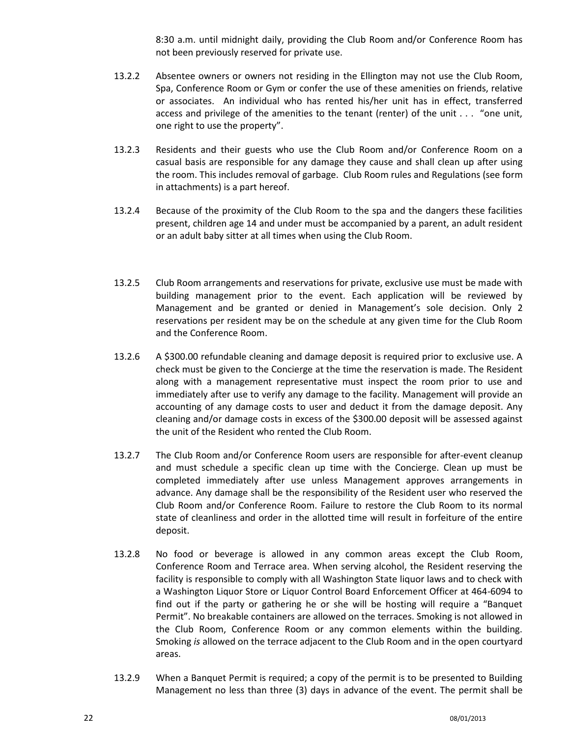8:30 a.m. until midnight daily, providing the Club Room and/or Conference Room has not been previously reserved for private use.

13.2.2 Absentee owners or owners not residing in the Ellington may not use the Club Room, Spa, Conference Room or Gym or confer the use of these amenities on friends, relative or associates. An individual who has rented his/her unit has in effect, transferred access and privilege of the amenities to the tenant (renter) of the unit . . . "one unit, one right to use the property".

13.2.3 Residents and their guests who use the Club Room and/or Conference Room on a casual basis are responsible for any damage they cause and shall clean up after using the room. This includes removal of garbage. Club Room rules and Regulations (see form in attachments) is a part hereof.

13.2.4 Because of the proximity of the Club Room to the spa and the dangers these facilities present, children age 14 and under must be accompanied by a parent, an adult resident or an adult baby sitter at all times when using the Club Room.

13.2.5 Club Room arrangements and reservations for private, exclusive use must be made with building management prior to the event. Each application will be reviewed by Management and be granted or denied in Management's sole decision. Only 2 reservations per resident may be on the schedule at any given time for the Club Room and the Conference Room.

13.2.6 A $300.00 refundable cleaning and damage deposit is required prior to exclusive use. A check must be given to the Concierge at the time the reservation is made. The Resident along with a management representative must inspect the room prior to use and immediately after use to verify any damage to the facility. Management will provide an accounting of any damage costs to user and deduct it from the damage deposit. Any cleaning and/or damage costs in excess of the $300.00 deposit will be assessed against the unit of the Resident who rented the Club Room.

13.2.7 The Club Room and/or Conference Room users are responsible for after-event cleanup and must schedule a specific clean up time with the Concierge. Clean up must be completed immediately after use unless Management approves arrangements in advance. Any damage shall be the responsibility of the Resident user who reserved the Club Room and/or Conference Room. Failure to restore the Club Room to its normal state of cleanliness and order in the allotted time will result in forfeiture of the entire deposit.

13.2.8 No food or beverage is allowed in any common areas except the Club Room, Conference Room and Terrace area. When serving alcohol, the Resident reserving the facility is responsible to comply with all Washington State liquor laws and to check with a Washington Liquor Store or Liquor Control Board Enforcement Officer at 464-6094 to find out if the party or gathering he or she will be hosting will require a "Banquet Permit". No breakable containers are allowed on the terraces. Smoking is not allowed in the Club Room, Conference Room or any common elements within the building. Smoking *is* allowed on the terrace adjacent to the Club Room and in the open courtyard areas.

13.2.9 When a Banquet Permit is required; a copy of the permit is to be presented to Building Management no less than three (3) days in advance of the event. The permit shall be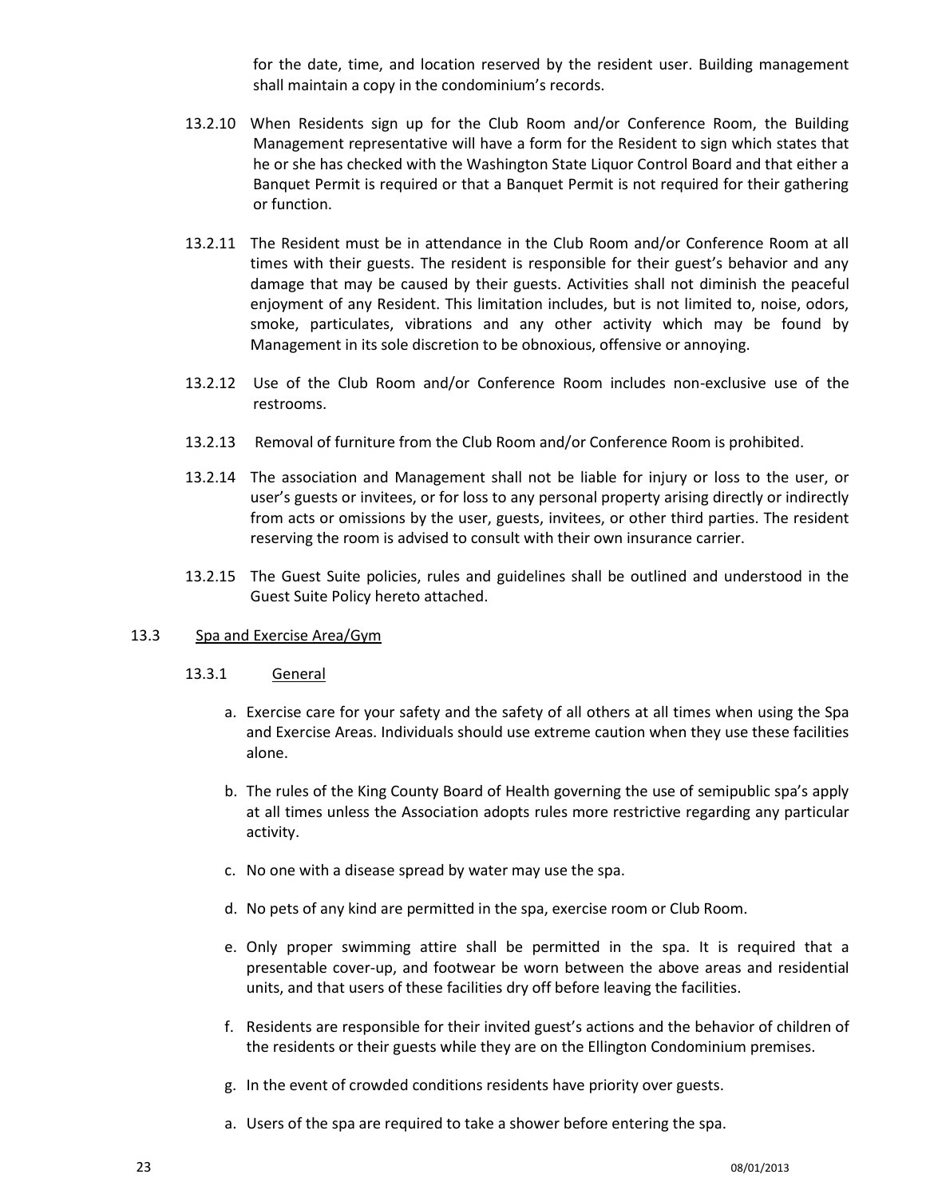for the date, time, and location reserved by the resident user. Building management shall maintain a copy in the condominium's records.

13.2.10 When Residents sign up for the Club Room and/or Conference Room, the Building Management representative will have a form for the Resident to sign which states that he or she has checked with the Washington State Liquor Control Board and that either a Banquet Permit is required or that a Banquet Permit is not required for their gathering or function.

13.2.11 The Resident must be in attendance in the Club Room and/or Conference Room at all times with their guests. The resident is responsible for their guest's behavior and any damage that may be caused by their guests. Activities shall not diminish the peaceful enjoyment of any Resident. This limitation includes, but is not limited to, noise, odors, smoke, particulates, vibrations and any other activity which may be found by Management in its sole discretion to be obnoxious, offensive or annoying.

13.2.12 Use of the Club Room and/or Conference Room includes non-exclusive use of the restrooms.

13.2.13 Removal of furniture from the Club Room and/or Conference Room is prohibited.

13.2.14 The association and Management shall not be liable for injury or loss to the user, or user's guests or invitees, or for loss to any personal property arising directly or indirectly from acts or omissions by the user, guests, invitees, or other third parties. The resident reserving the room is advised to consult with their own insurance carrier.

13.2.15 The Guest Suite policies, rules and guidelines shall be outlined and understood in the Guest Suite Policy hereto attached.

13.3 Spa and Exercise Area/Gym

13.3.1 General

a. Exercise care for your safety and the safety of all others at all times when using the Spa and Exercise Areas. Individuals should use extreme caution when they use these facilities alone.

b. The rules of the King County Board of Health governing the use of semipublic spa's apply at all times unless the Association adopts rules more restrictive regarding any particular activity.

c. No one with a disease spread by water may use the spa.

d. No pets of any kind are permitted in the spa, exercise room or Club Room.

e. Only proper swimming attire shall be permitted in the spa. It is required that a presentable cover-up, and footwear be worn between the above areas and residential units, and that users of these facilities dry off before leaving the facilities.

f. Residents are responsible for their invited guest's actions and the behavior of children of the residents or their guests while they are on the Ellington Condominium premises.

g. In the event of crowded conditions residents have priority over guests.

a. Users of the spa are required to take a shower before entering the spa.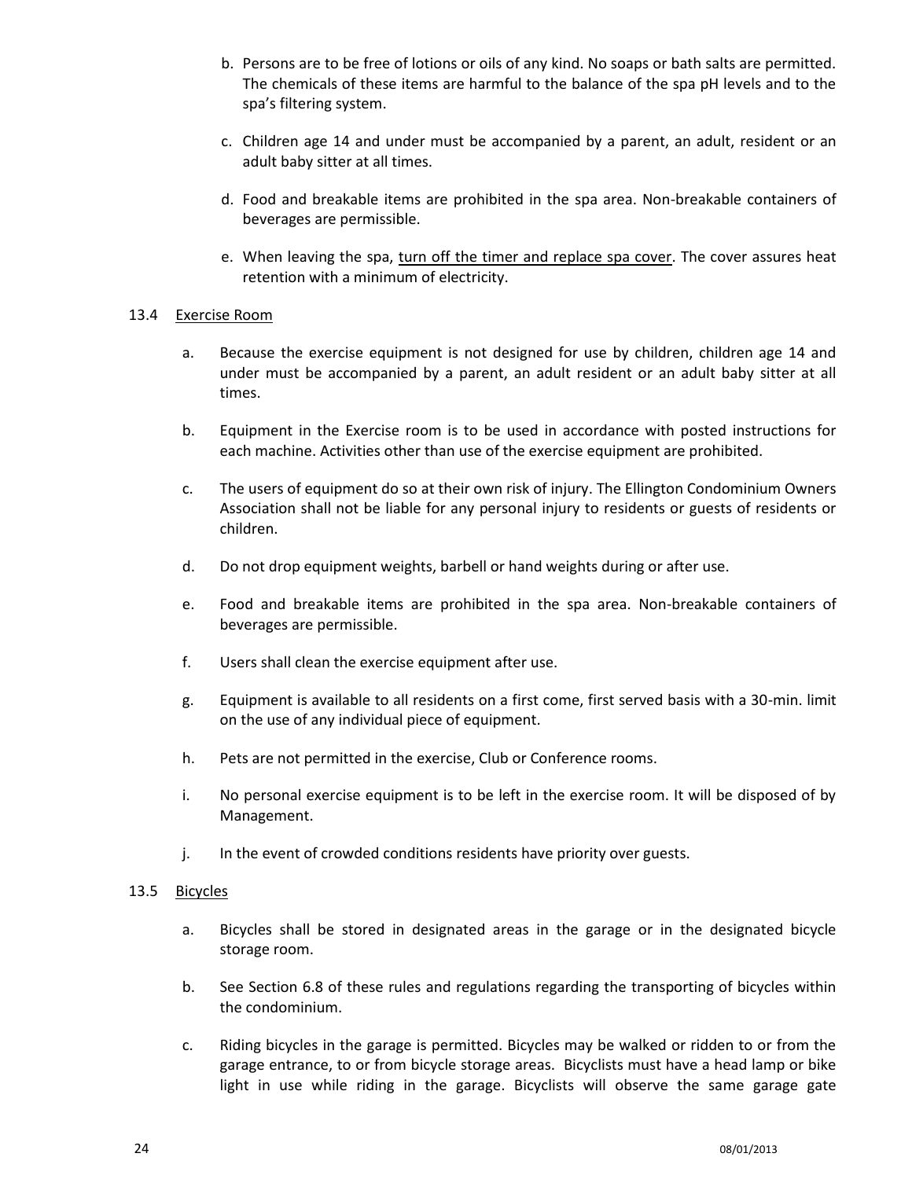b. Persons are to be free of lotions or oils of any kind. No soaps or bath salts are permitted. The chemicals of these items are harmful to the balance of the spa pH levels and to the spa's filtering system.

c. Children age 14 and under must be accompanied by a parent, an adult, resident or an adult baby sitter at all times.

d. Food and breakable items are prohibited in the spa area. Non-breakable containers of beverages are permissible.

e. When leaving the spa, <u>turn off the timer and replace spa cover</u>. The cover assures heat retention with a minimum of electricity.

13.4 <u>Exercise Room</u>

a. Because the exercise equipment is not designed for use by children, children age 14 and under must be accompanied by a parent, an adult resident or an adult baby sitter at all times.

b. Equipment in the Exercise room is to be used in accordance with posted instructions for each machine. Activities other than use of the exercise equipment are prohibited.

c. The users of equipment do so at their own risk of injury. The Ellington Condominium Owners Association shall not be liable for any personal injury to residents or guests of residents or children.

d. Do not drop equipment weights, barbell or hand weights during or after use.

e. Food and breakable items are prohibited in the spa area. Non-breakable containers of beverages are permissible.

f. Users shall clean the exercise equipment after use.

g. Equipment is available to all residents on a first come, first served basis with a 30-min. limit on the use of any individual piece of equipment.

h. Pets are not permitted in the exercise, Club or Conference rooms.

i. No personal exercise equipment is to be left in the exercise room. It will be disposed of by Management.

j. In the event of crowded conditions residents have priority over guests.

13.5 <u>Bicycles</u>

a. Bicycles shall be stored in designated areas in the garage or in the designated bicycle storage room.

b. See Section 6.8 of these rules and regulations regarding the transporting of bicycles within the condominium.

c. Riding bicycles in the garage is permitted. Bicycles may be walked or ridden to or from the garage entrance, to or from bicycle storage areas. Bicyclists must have a head lamp or bike light in use while riding in the garage. Bicyclists will observe the same garage gate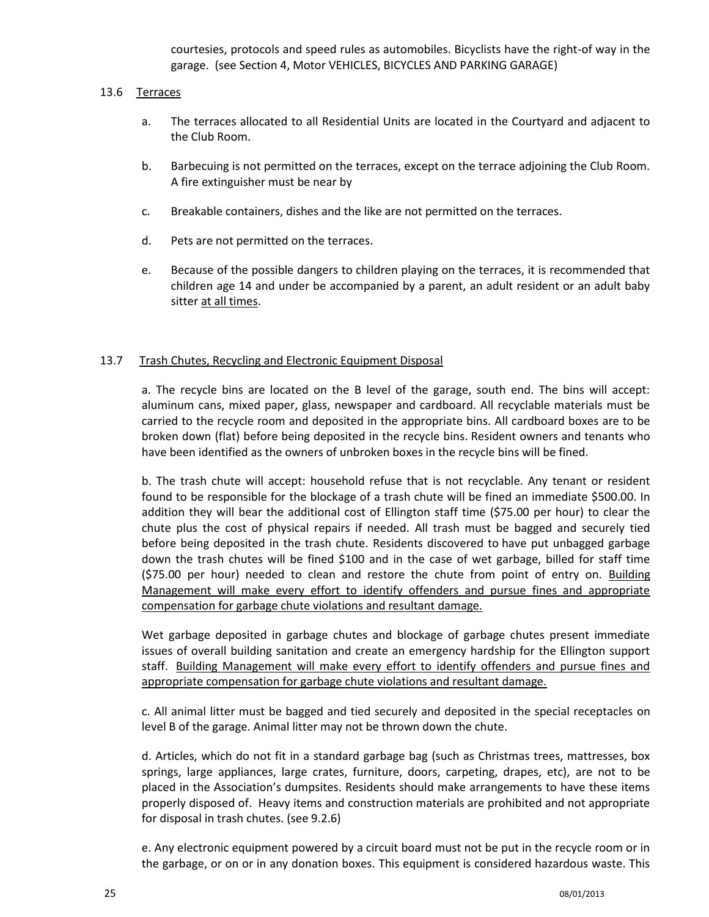courtesies, protocols and speed rules as automobiles. Bicyclists have the right-of way in the garage. (see Section 4, Motor VEHICLES, BICYCLES AND PARKING GARAGE)

## 13.6 Terraces

a. The terraces allocated to all Residential Units are located in the Courtyard and adjacent to the Club Room.

b. Barbecuing is not permitted on the terraces, except on the terrace adjoining the Club Room. A fire extinguisher must be near by

c. Breakable containers, dishes and the like are not permitted on the terraces.

d. Pets are not permitted on the terraces.

e. Because of the possible dangers to children playing on the terraces, it is recommended that children age 14 and under be accompanied by a parent, an adult resident or an adult baby sitter at all times.

## 13.7 Trash Chutes, Recycling and Electronic Equipment Disposal

a. The recycle bins are located on the B level of the garage, south end. The bins will accept: aluminum cans, mixed paper, glass, newspaper and cardboard. All recyclable materials must be carried to the recycle room and deposited in the appropriate bins. All cardboard boxes are to be broken down (flat) before being deposited in the recycle bins. Resident owners and tenants who have been identified as the owners of unbroken boxes in the recycle bins will be fined.

b. The trash chute will accept: household refuse that is not recyclable. Any tenant or resident found to be responsible for the blockage of a trash chute will be fined an immediate $500.00. In addition they will bear the additional cost of Ellington staff time ($75.00 per hour) to clear the chute plus the cost of physical repairs if needed. All trash must be bagged and securely tied before being deposited in the trash chute. Residents discovered to have put unbagged garbage down the trash chutes will be fined $100 and in the case of wet garbage, billed for staff time ($75.00 per hour) needed to clean and restore the chute from point of entry on. Building Management will make every effort to identify offenders and pursue fines and appropriate compensation for garbage chute violations and resultant damage.

Wet garbage deposited in garbage chutes and blockage of garbage chutes present immediate issues of overall building sanitation and create an emergency hardship for the Ellington support staff. Building Management will make every effort to identify offenders and pursue fines and appropriate compensation for garbage chute violations and resultant damage.

c. All animal litter must be bagged and tied securely and deposited in the special receptacles on level B of the garage. Animal litter may not be thrown down the chute.

d. Articles, which do not fit in a standard garbage bag (such as Christmas trees, mattresses, box springs, large appliances, large crates, furniture, doors, carpeting, drapes, etc), are not to be placed in the Association's dumpsites. Residents should make arrangements to have these items properly disposed of. Heavy items and construction materials are prohibited and not appropriate for disposal in trash chutes. (see 9.2.6)

e. Any electronic equipment powered by a circuit board must not be put in the recycle room or in the garbage, or on or in any donation boxes. This equipment is considered hazardous waste. This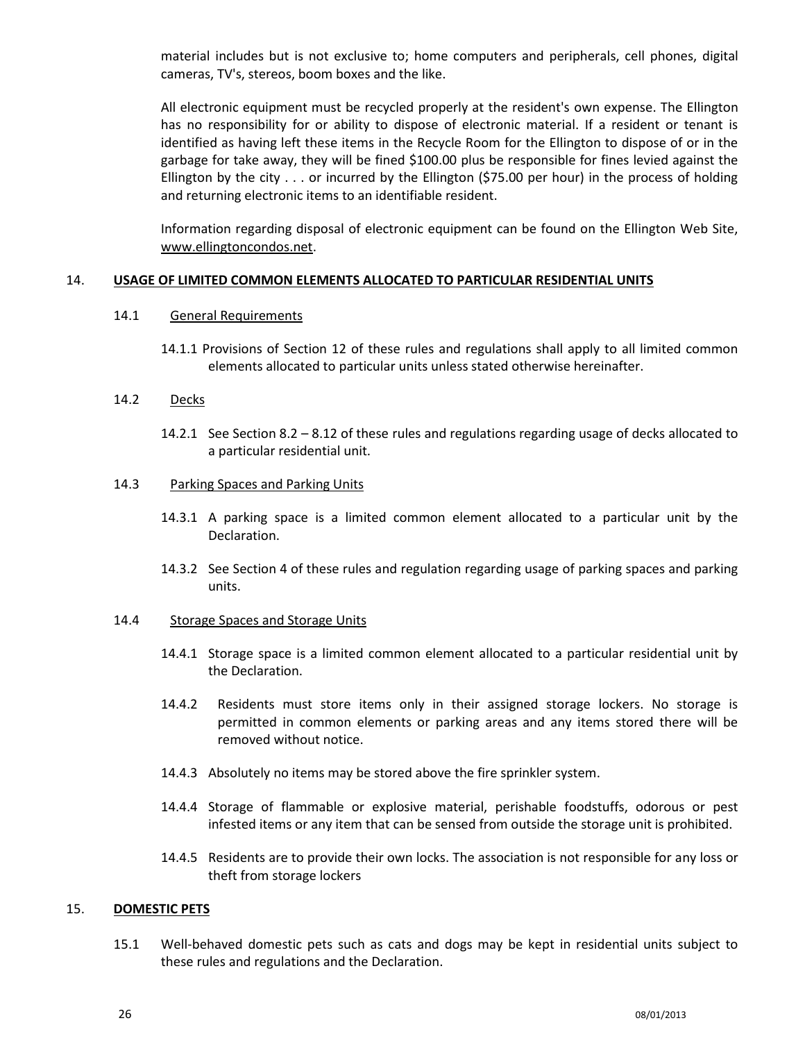material includes but is not exclusive to; home computers and peripherals, cell phones, digital cameras, TV's, stereos, boom boxes and the like.

All electronic equipment must be recycled properly at the resident's own expense. The Ellington has no responsibility for or ability to dispose of electronic material. If a resident or tenant is identified as having left these items in the Recycle Room for the Ellington to dispose of or in the garbage for take away, they will be fined $100.00 plus be responsible for fines levied against the Ellington by the city . . . or incurred by the Ellington ($75.00 per hour) in the process of holding and returning electronic items to an identifiable resident.

Information regarding disposal of electronic equipment can be found on the Ellington Web Site, www.ellingtoncondos.net.

## 14. USAGE OF LIMITED COMMON ELEMENTS ALLOCATED TO PARTICULAR RESIDENTIAL UNITS

### 14.1 General Requirements

14.1.1 Provisions of Section 12 of these rules and regulations shall apply to all limited common elements allocated to particular units unless stated otherwise hereinafter.

### 14.2 Decks

14.2.1 See Section 8.2 – 8.12 of these rules and regulations regarding usage of decks allocated to a particular residential unit.

### 14.3 Parking Spaces and Parking Units

14.3.1 A parking space is a limited common element allocated to a particular unit by the Declaration.

14.3.2 See Section 4 of these rules and regulation regarding usage of parking spaces and parking units.

### 14.4 Storage Spaces and Storage Units

14.4.1 Storage space is a limited common element allocated to a particular residential unit by the Declaration.

14.4.2 Residents must store items only in their assigned storage lockers. No storage is permitted in common elements or parking areas and any items stored there will be removed without notice.

14.4.3 Absolutely no items may be stored above the fire sprinkler system.

14.4.4 Storage of flammable or explosive material, perishable foodstuffs, odorous or pest infested items or any item that can be sensed from outside the storage unit is prohibited.

14.4.5 Residents are to provide their own locks. The association is not responsible for any loss or theft from storage lockers

## 15. DOMESTIC PETS

15.1 Well-behaved domestic pets such as cats and dogs may be kept in residential units subject to these rules and regulations and the Declaration.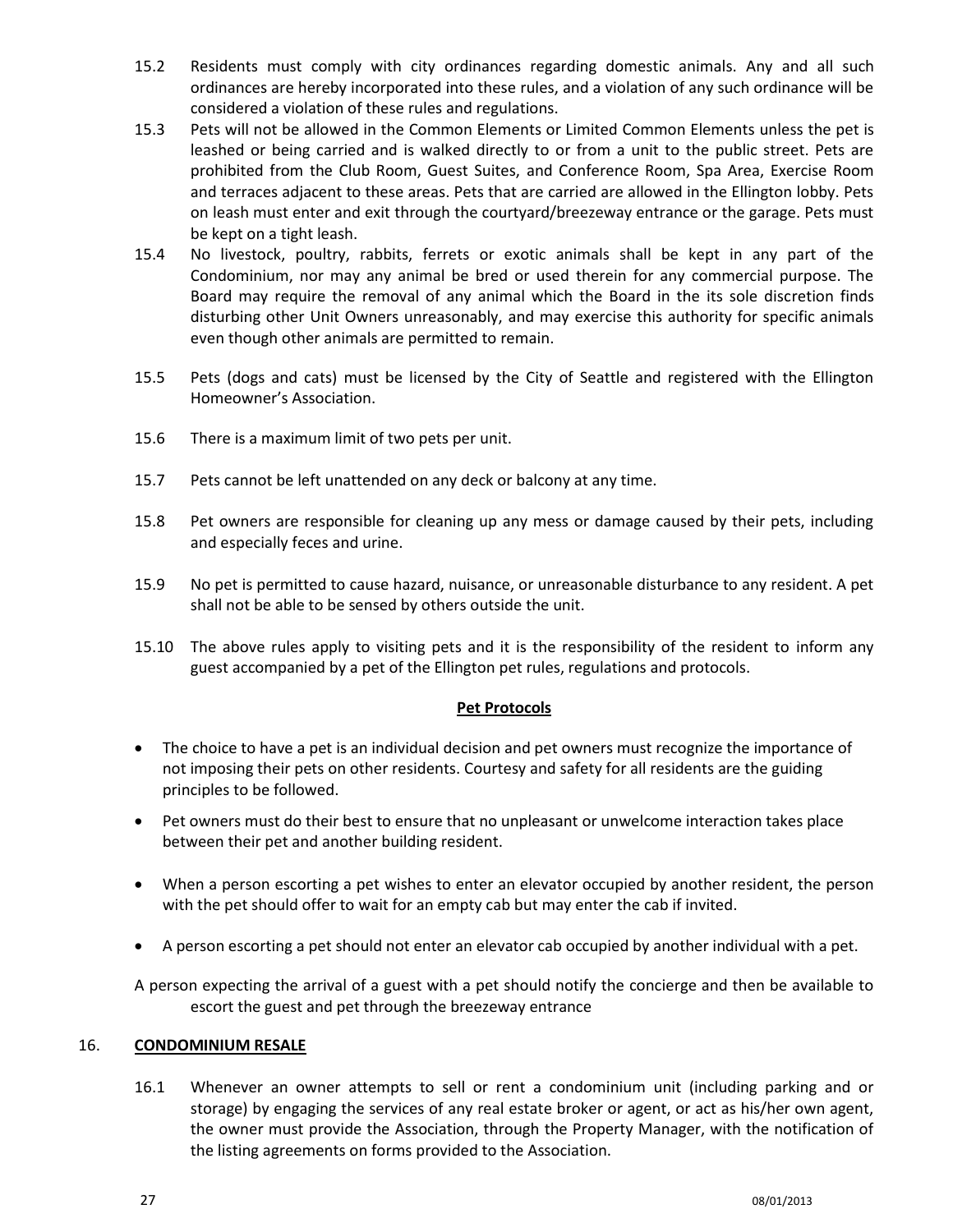15.2 Residents must comply with city ordinances regarding domestic animals. Any and all such ordinances are hereby incorporated into these rules, and a violation of any such ordinance will be considered a violation of these rules and regulations.

15.3 Pets will not be allowed in the Common Elements or Limited Common Elements unless the pet is leashed or being carried and is walked directly to or from a unit to the public street. Pets are prohibited from the Club Room, Guest Suites, and Conference Room, Spa Area, Exercise Room and terraces adjacent to these areas. Pets that are carried are allowed in the Ellington lobby. Pets on leash must enter and exit through the courtyard/breezeway entrance or the garage. Pets must be kept on a tight leash.

15.4 No livestock, poultry, rabbits, ferrets or exotic animals shall be kept in any part of the Condominium, nor may any animal be bred or used therein for any commercial purpose. The Board may require the removal of any animal which the Board in the its sole discretion finds disturbing other Unit Owners unreasonably, and may exercise this authority for specific animals even though other animals are permitted to remain.

15.5 Pets (dogs and cats) must be licensed by the City of Seattle and registered with the Ellington Homeowner's Association.

15.6 There is a maximum limit of two pets per unit.

15.7 Pets cannot be left unattended on any deck or balcony at any time.

15.8 Pet owners are responsible for cleaning up any mess or damage caused by their pets, including and especially feces and urine.

15.9 No pet is permitted to cause hazard, nuisance, or unreasonable disturbance to any resident. A pet shall not be able to be sensed by others outside the unit.

15.10 The above rules apply to visiting pets and it is the responsibility of the resident to inform any guest accompanied by a pet of the Ellington pet rules, regulations and protocols.

**Pet Protocols**

- The choice to have a pet is an individual decision and pet owners must recognize the importance of not imposing their pets on other residents. Courtesy and safety for all residents are the guiding principles to be followed.
- Pet owners must do their best to ensure that no unpleasant or unwelcome interaction takes place between their pet and another building resident.
- When a person escorting a pet wishes to enter an elevator occupied by another resident, the person with the pet should offer to wait for an empty cab but may enter the cab if invited.
- A person escorting a pet should not enter an elevator cab occupied by another individual with a pet.

A person expecting the arrival of a guest with a pet should notify the concierge and then be available to escort the guest and pet through the breezeway entrance

## 16. CONDOMINIUM RESALE

16.1 Whenever an owner attempts to sell or rent a condominium unit (including parking and or storage) by engaging the services of any real estate broker or agent, or act as his/her own agent, the owner must provide the Association, through the Property Manager, with the notification of the listing agreements on forms provided to the Association.

08/01/2013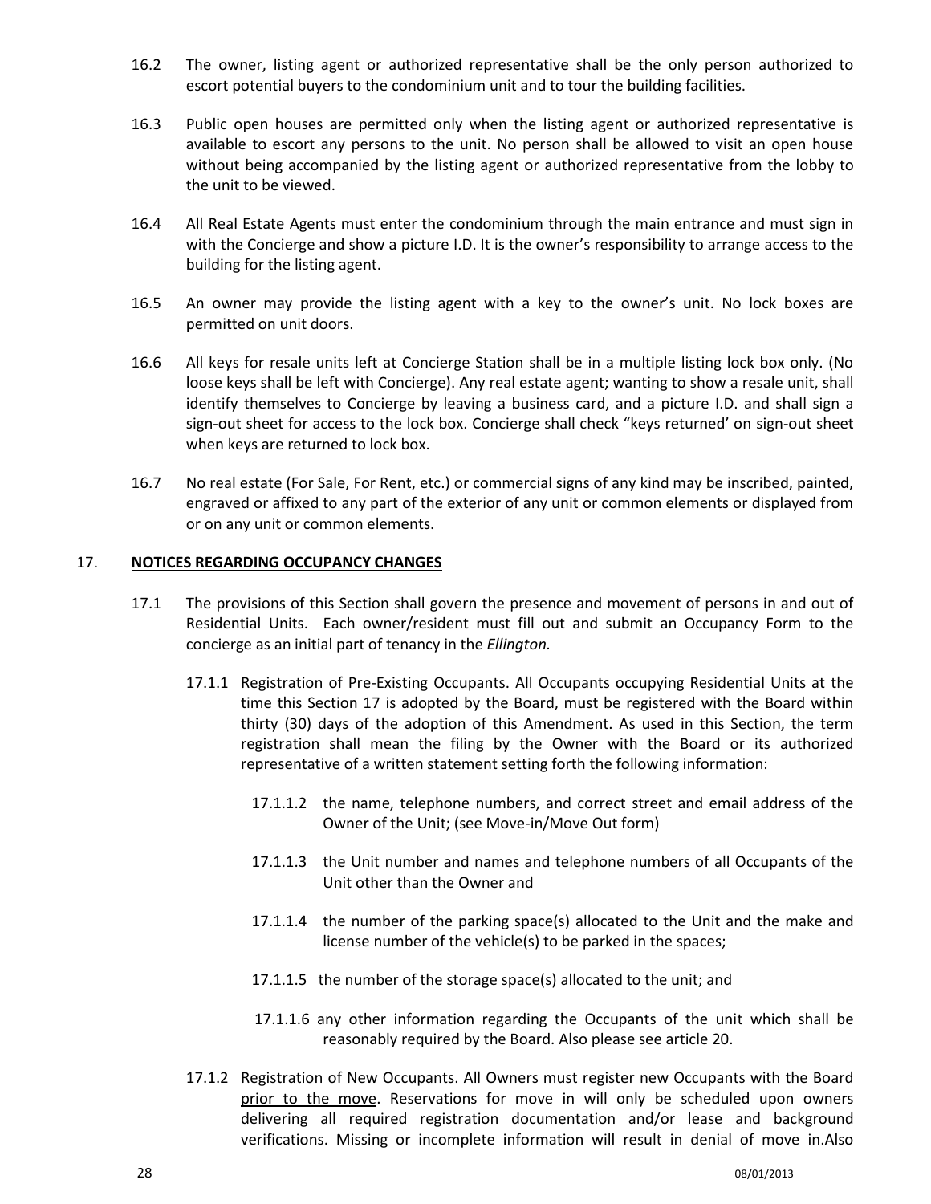16.2 The owner, listing agent or authorized representative shall be the only person authorized to escort potential buyers to the condominium unit and to tour the building facilities.

16.3 Public open houses are permitted only when the listing agent or authorized representative is available to escort any persons to the unit. No person shall be allowed to visit an open house without being accompanied by the listing agent or authorized representative from the lobby to the unit to be viewed.

16.4 All Real Estate Agents must enter the condominium through the main entrance and must sign in with the Concierge and show a picture I.D. It is the owner's responsibility to arrange access to the building for the listing agent.

16.5 An owner may provide the listing agent with a key to the owner's unit. No lock boxes are permitted on unit doors.

16.6 All keys for resale units left at Concierge Station shall be in a multiple listing lock box only. (No loose keys shall be left with Concierge). Any real estate agent; wanting to show a resale unit, shall identify themselves to Concierge by leaving a business card, and a picture I.D. and shall sign a sign-out sheet for access to the lock box. Concierge shall check "keys returned' on sign-out sheet when keys are returned to lock box.

16.7 No real estate (For Sale, For Rent, etc.) or commercial signs of any kind may be inscribed, painted, engraved or affixed to any part of the exterior of any unit or common elements or displayed from or on any unit or common elements.

## 17. NOTICES REGARDING OCCUPANCY CHANGES

17.1 The provisions of this Section shall govern the presence and movement of persons in and out of Residential Units. Each owner/resident must fill out and submit an Occupancy Form to the concierge as an initial part of tenancy in the *Ellington.*

17.1.1 Registration of Pre-Existing Occupants. All Occupants occupying Residential Units at the time this Section 17 is adopted by the Board, must be registered with the Board within thirty (30) days of the adoption of this Amendment. As used in this Section, the term registration shall mean the filing by the Owner with the Board or its authorized representative of a written statement setting forth the following information:

17.1.1.2 the name, telephone numbers, and correct street and email address of the Owner of the Unit; (see Move-in/Move Out form)

17.1.1.3 the Unit number and names and telephone numbers of all Occupants of the Unit other than the Owner and

17.1.1.4 the number of the parking space(s) allocated to the Unit and the make and license number of the vehicle(s) to be parked in the spaces;

17.1.1.5 the number of the storage space(s) allocated to the unit; and

17.1.1.6 any other information regarding the Occupants of the unit which shall be reasonably required by the Board. Also please see article 20.

17.1.2 Registration of New Occupants. All Owners must register new Occupants with the Board <u>prior to the move</u>. Reservations for move in will only be scheduled upon owners delivering all required registration documentation and/or lease and background verifications. Missing or incomplete information will result in denial of move in.Also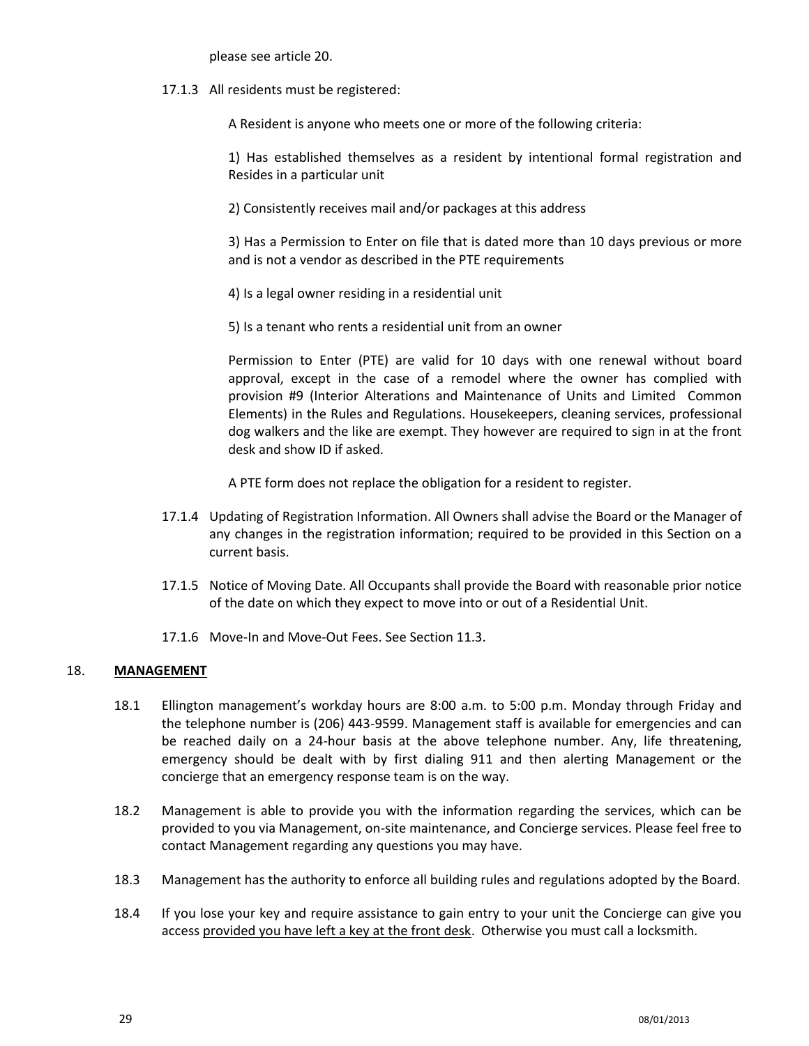please see article 20.

17.1.3 All residents must be registered:

A Resident is anyone who meets one or more of the following criteria:

1) Has established themselves as a resident by intentional formal registration and Resides in a particular unit

2) Consistently receives mail and/or packages at this address

3) Has a Permission to Enter on file that is dated more than 10 days previous or more and is not a vendor as described in the PTE requirements

4) Is a legal owner residing in a residential unit

5) Is a tenant who rents a residential unit from an owner

Permission to Enter (PTE) are valid for 10 days with one renewal without board approval, except in the case of a remodel where the owner has complied with provision #9 (Interior Alterations and Maintenance of Units and Limited Common Elements) in the Rules and Regulations. Housekeepers, cleaning services, professional dog walkers and the like are exempt. They however are required to sign in at the front desk and show ID if asked.

A PTE form does not replace the obligation for a resident to register.

17.1.4 Updating of Registration Information. All Owners shall advise the Board or the Manager of any changes in the registration information; required to be provided in this Section on a current basis.

17.1.5 Notice of Moving Date. All Occupants shall provide the Board with reasonable prior notice of the date on which they expect to move into or out of a Residential Unit.

17.1.6 Move-In and Move-Out Fees. See Section 11.3.

## 18. **MANAGEMENT**

18.1 Ellington management's workday hours are 8:00 a.m. to 5:00 p.m. Monday through Friday and the telephone number is (206) 443-9599. Management staff is available for emergencies and can be reached daily on a 24-hour basis at the above telephone number. Any, life threatening, emergency should be dealt with by first dialing 911 and then alerting Management or the concierge that an emergency response team is on the way.

18.2 Management is able to provide you with the information regarding the services, which can be provided to you via Management, on-site maintenance, and Concierge services. Please feel free to contact Management regarding any questions you may have.

18.3 Management has the authority to enforce all building rules and regulations adopted by the Board.

18.4 If you lose your key and require assistance to gain entry to your unit the Concierge can give you access <u>provided you have left a key at the front desk</u>. Otherwise you must call a locksmith.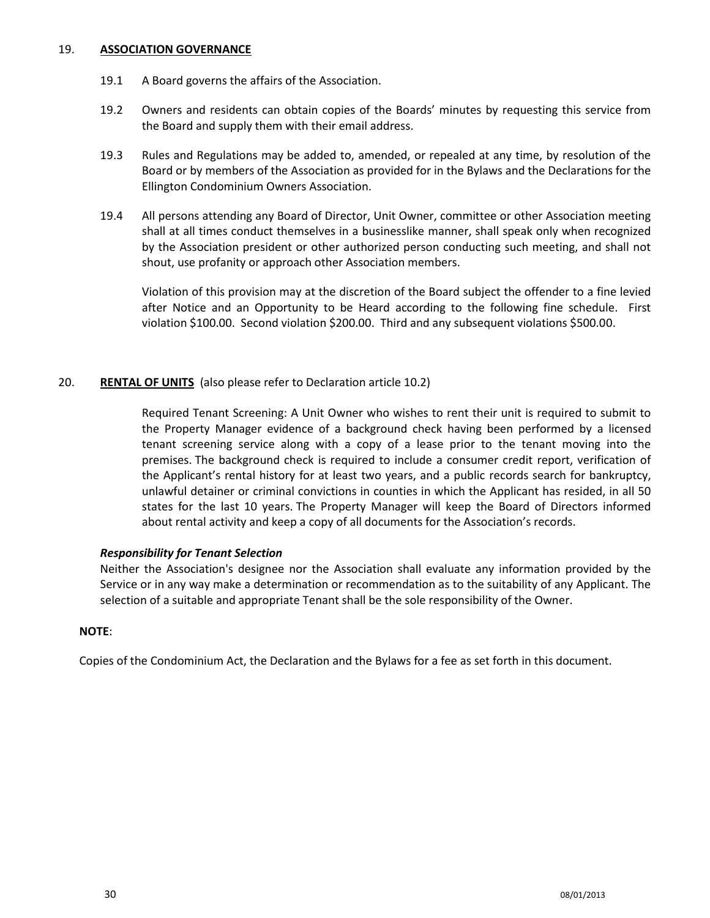## 19. **ASSOCIATION GOVERNANCE**

19.1 A Board governs the affairs of the Association.

19.2 Owners and residents can obtain copies of the Boards' minutes by requesting this service from the Board and supply them with their email address.

19.3 Rules and Regulations may be added to, amended, or repealed at any time, by resolution of the Board or by members of the Association as provided for in the Bylaws and the Declarations for the Ellington Condominium Owners Association.

19.4 All persons attending any Board of Director, Unit Owner, committee or other Association meeting shall at all times conduct themselves in a businesslike manner, shall speak only when recognized by the Association president or other authorized person conducting such meeting, and shall not shout, use profanity or approach other Association members.

Violation of this provision may at the discretion of the Board subject the offender to a fine levied after Notice and an Opportunity to be Heard according to the following fine schedule. First violation $100.00. Second violation $200.00. Third and any subsequent violations $500.00.

## 20. **RENTAL OF UNITS** (also please refer to Declaration article 10.2)

Required Tenant Screening: A Unit Owner who wishes to rent their unit is required to submit to the Property Manager evidence of a background check having been performed by a licensed tenant screening service along with a copy of a lease prior to the tenant moving into the premises. The background check is required to include a consumer credit report, verification of the Applicant's rental history for at least two years, and a public records search for bankruptcy, unlawful detainer or criminal convictions in counties in which the Applicant has resided, in all 50 states for the last 10 years. The Property Manager will keep the Board of Directors informed about rental activity and keep a copy of all documents for the Association's records.

***Responsibility for Tenant Selection***

Neither the Association's designee nor the Association shall evaluate any information provided by the Service or in any way make a determination or recommendation as to the suitability of any Applicant. The selection of a suitable and appropriate Tenant shall be the sole responsibility of the Owner.

**NOTE**:

Copies of the Condominium Act, the Declaration and the Bylaws for a fee as set forth in this document.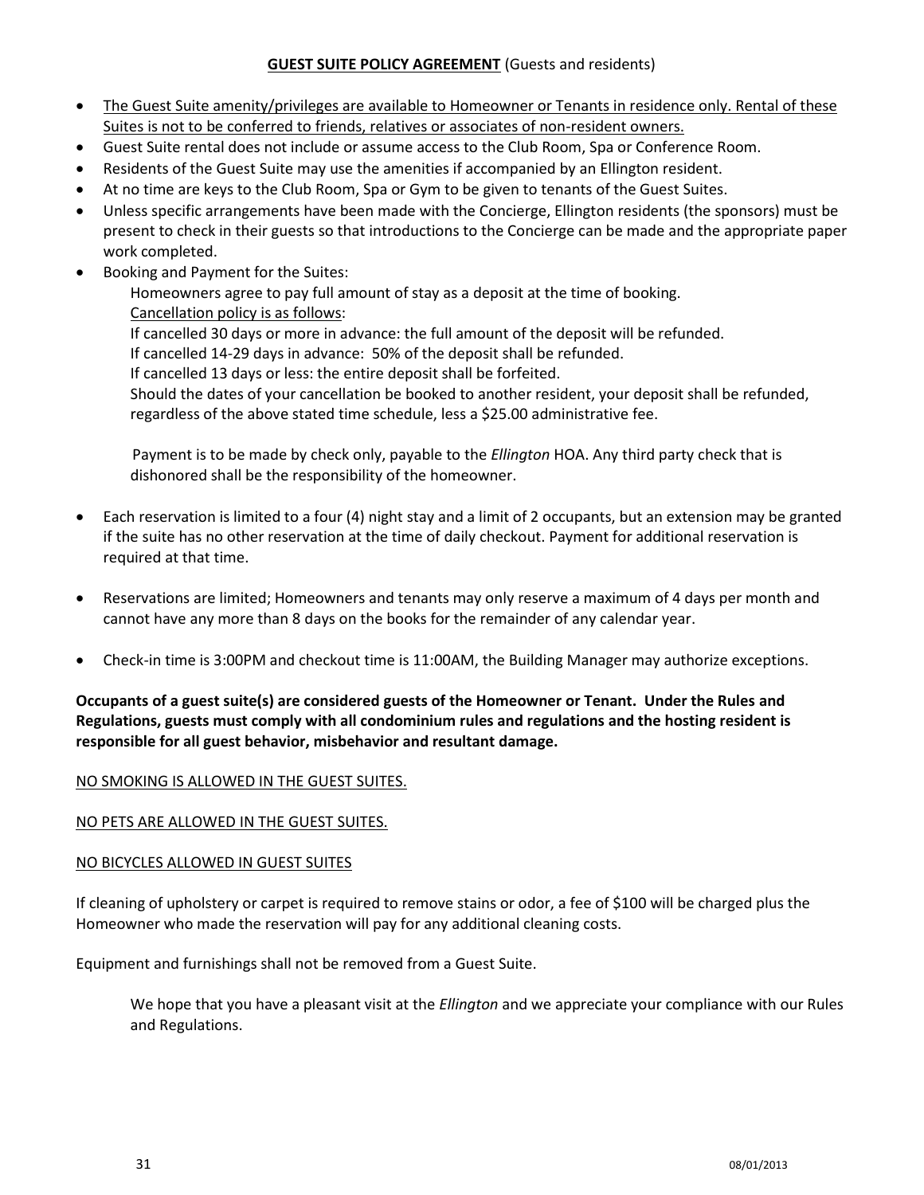## **GUEST SUITE POLICY AGREEMENT** (Guests and residents)

- The Guest Suite amenity/privileges are available to Homeowner or Tenants in residence only. Rental of these Suites is not to be conferred to friends, relatives or associates of non-resident owners.
- Guest Suite rental does not include or assume access to the Club Room, Spa or Conference Room.
- Residents of the Guest Suite may use the amenities if accompanied by an Ellington resident.
- At no time are keys to the Club Room, Spa or Gym to be given to tenants of the Guest Suites.
- Unless specific arrangements have been made with the Concierge, Ellington residents (the sponsors) must be present to check in their guests so that introductions to the Concierge can be made and the appropriate paper work completed.
- Booking and Payment for the Suites:

  Homeowners agree to pay full amount of stay as a deposit at the time of booking.

  Cancellation policy is as follows:

  If cancelled 30 days or more in advance: the full amount of the deposit will be refunded.

  If cancelled 14-29 days in advance: 50% of the deposit shall be refunded.

  If cancelled 13 days or less: the entire deposit shall be forfeited.

  Should the dates of your cancellation be booked to another resident, your deposit shall be refunded, regardless of the above stated time schedule, less a $25.00 administrative fee.

  Payment is to be made by check only, payable to the *Ellington* HOA. Any third party check that is dishonored shall be the responsibility of the homeowner.

- Each reservation is limited to a four (4) night stay and a limit of 2 occupants, but an extension may be granted if the suite has no other reservation at the time of daily checkout. Payment for additional reservation is required at that time.

- Reservations are limited; Homeowners and tenants may only reserve a maximum of 4 days per month and cannot have any more than 8 days on the books for the remainder of any calendar year.

- Check-in time is 3:00PM and checkout time is 11:00AM, the Building Manager may authorize exceptions.

**Occupants of a guest suite(s) are considered guests of the Homeowner or Tenant. Under the Rules and Regulations, guests must comply with all condominium rules and regulations and the hosting resident is responsible for all guest behavior, misbehavior and resultant damage.**

NO SMOKING IS ALLOWED IN THE GUEST SUITES.

NO PETS ARE ALLOWED IN THE GUEST SUITES.

NO BICYCLES ALLOWED IN GUEST SUITES

If cleaning of upholstery or carpet is required to remove stains or odor, a fee of $100 will be charged plus the Homeowner who made the reservation will pay for any additional cleaning costs.

Equipment and furnishings shall not be removed from a Guest Suite.

We hope that you have a pleasant visit at the *Ellington* and we appreciate your compliance with our Rules and Regulations.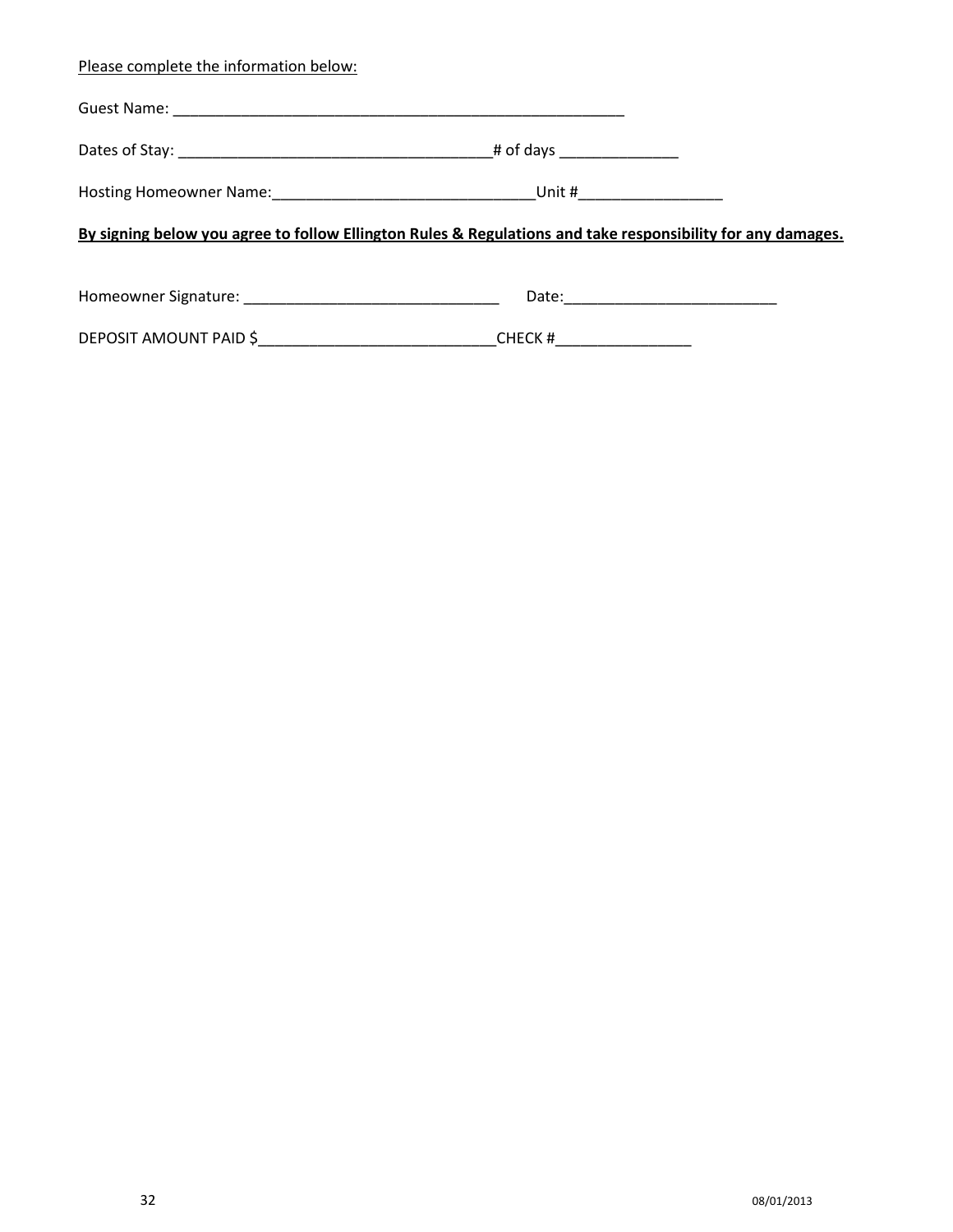Please complete the information below:

Guest Name: ________________________________________________________

Dates of Stay: ____________________________________# of days ______________

Hosting Homeowner Name:______________________________Unit #_________________

**By signing below you agree to follow Ellington Rules & Regulations and take responsibility for any damages.**

Homeowner Signature: ______________________________ Date:_________________________

DEPOSIT AMOUNT PAID $___________________________CHECK #________________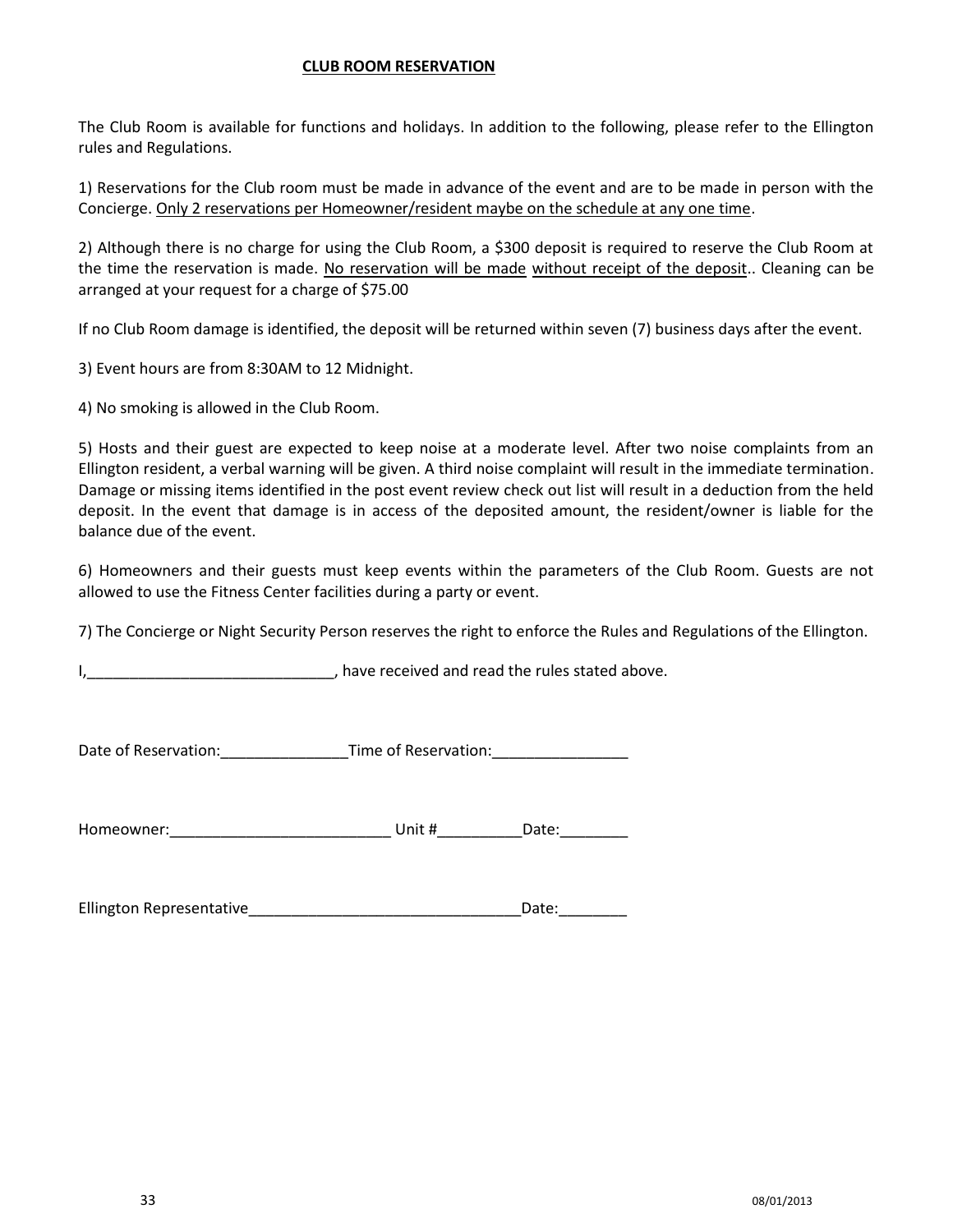# CLUB ROOM RESERVATION

The Club Room is available for functions and holidays. In addition to the following, please refer to the Ellington rules and Regulations.

1) Reservations for the Club room must be made in advance of the event and are to be made in person with the Concierge. <u>Only 2 reservations per Homeowner/resident maybe on the schedule at any one time</u>.

2) Although there is no charge for using the Club Room, a $300 deposit is required to reserve the Club Room at the time the reservation is made. <u>No reservation will be made</u> <u>without receipt of the deposit</u>.. Cleaning can be arranged at your request for a charge of $75.00

If no Club Room damage is identified, the deposit will be returned within seven (7) business days after the event.

3) Event hours are from 8:30AM to 12 Midnight.

4) No smoking is allowed in the Club Room.

5) Hosts and their guest are expected to keep noise at a moderate level. After two noise complaints from an Ellington resident, a verbal warning will be given. A third noise complaint will result in the immediate termination. Damage or missing items identified in the post event review check out list will result in a deduction from the held deposit. In the event that damage is in access of the deposited amount, the resident/owner is liable for the balance due of the event.

6) Homeowners and their guests must keep events within the parameters of the Club Room. Guests are not allowed to use the Fitness Center facilities during a party or event.

7) The Concierge or Night Security Person reserves the right to enforce the Rules and Regulations of the Ellington.

I,_____________________________, have received and read the rules stated above.

Date of Reservation:_______________Time of Reservation:________________

Homeowner:__________________________ Unit #__________Date:________

Ellington Representative________________________________Date:________